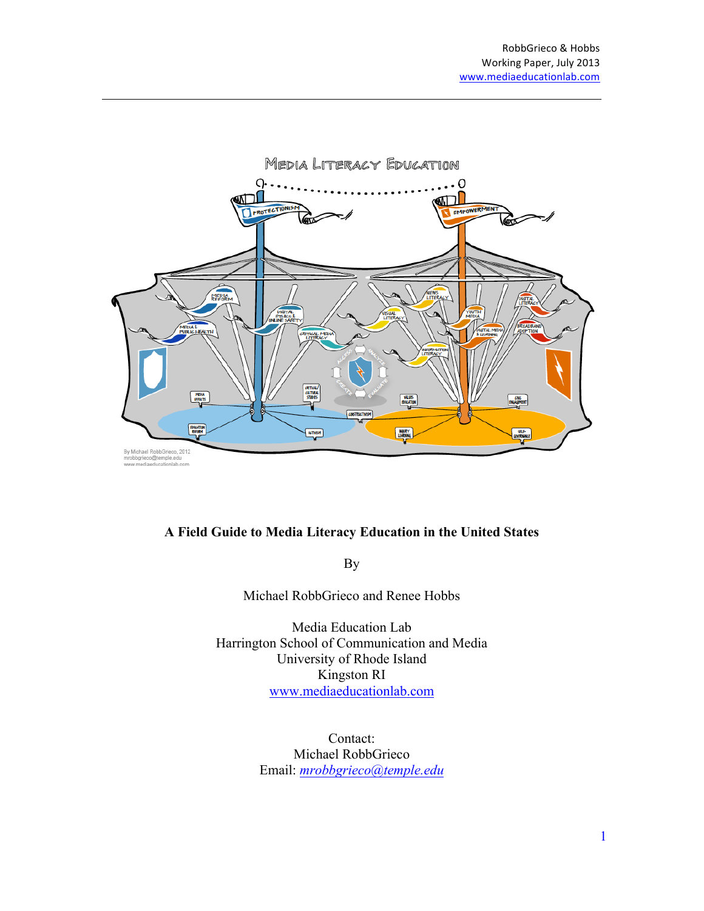# A Field Guide to Media Literacy Education in the United States

By

Michael RobbGrieco and Renee Hobbs

Media Education Lab
Harrington School of Communication and Media
University of Rhode Island
Kingston RI
www.mediaeducationlab.com

Contact:
Michael RobbGrieco
Email: *mrobbgrieco@temple.edu*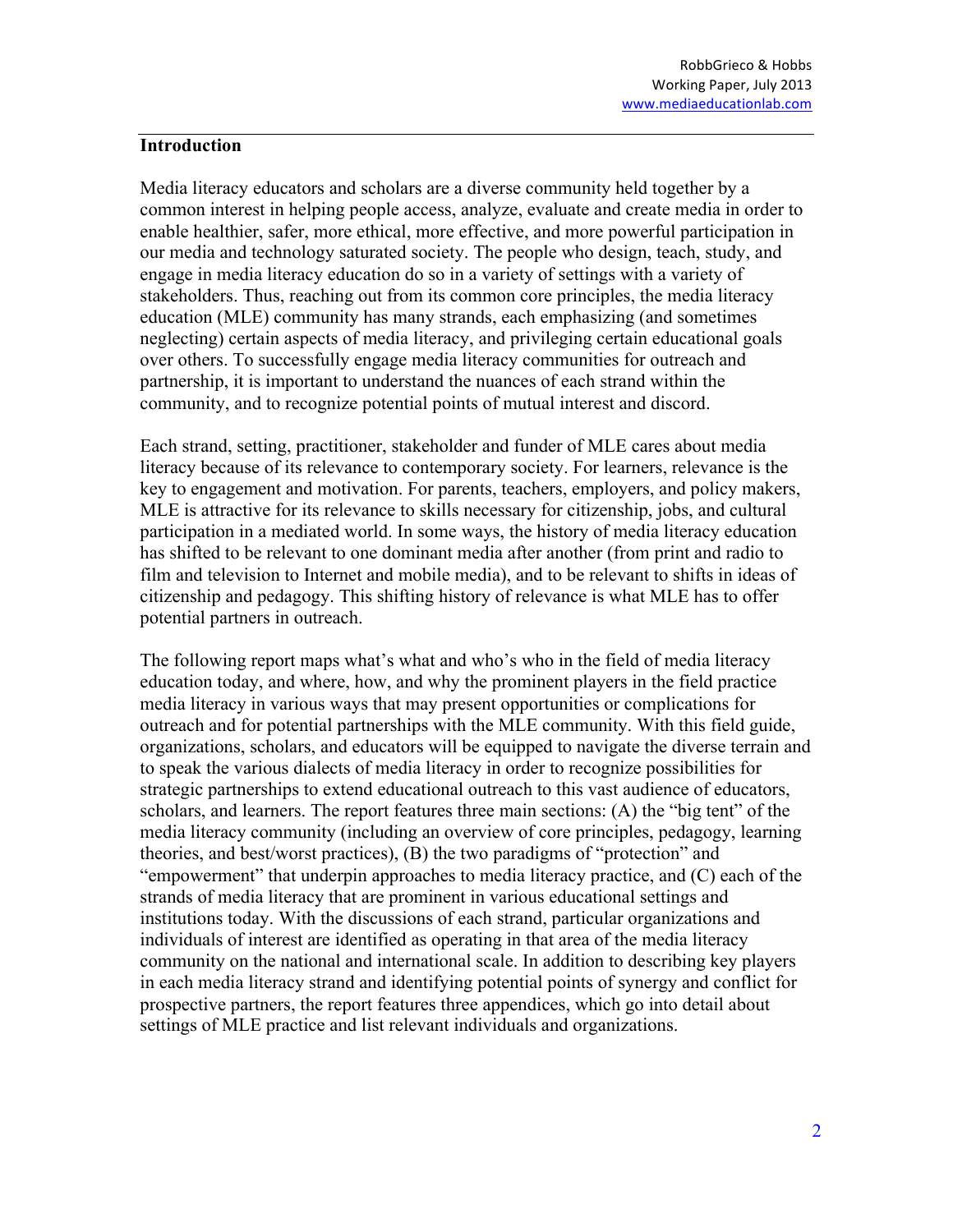## Introduction

Media literacy educators and scholars are a diverse community held together by a common interest in helping people access, analyze, evaluate and create media in order to enable healthier, safer, more ethical, more effective, and more powerful participation in our media and technology saturated society. The people who design, teach, study, and engage in media literacy education do so in a variety of settings with a variety of stakeholders. Thus, reaching out from its common core principles, the media literacy education (MLE) community has many strands, each emphasizing (and sometimes neglecting) certain aspects of media literacy, and privileging certain educational goals over others. To successfully engage media literacy communities for outreach and partnership, it is important to understand the nuances of each strand within the community, and to recognize potential points of mutual interest and discord.

Each strand, setting, practitioner, stakeholder and funder of MLE cares about media literacy because of its relevance to contemporary society. For learners, relevance is the key to engagement and motivation. For parents, teachers, employers, and policy makers, MLE is attractive for its relevance to skills necessary for citizenship, jobs, and cultural participation in a mediated world. In some ways, the history of media literacy education has shifted to be relevant to one dominant media after another (from print and radio to film and television to Internet and mobile media), and to be relevant to shifts in ideas of citizenship and pedagogy. This shifting history of relevance is what MLE has to offer potential partners in outreach.

The following report maps what's what and who's who in the field of media literacy education today, and where, how, and why the prominent players in the field practice media literacy in various ways that may present opportunities or complications for outreach and for potential partnerships with the MLE community. With this field guide, organizations, scholars, and educators will be equipped to navigate the diverse terrain and to speak the various dialects of media literacy in order to recognize possibilities for strategic partnerships to extend educational outreach to this vast audience of educators, scholars, and learners. The report features three main sections: (A) the "big tent" of the media literacy community (including an overview of core principles, pedagogy, learning theories, and best/worst practices), (B) the two paradigms of "protection" and "empowerment" that underpin approaches to media literacy practice, and (C) each of the strands of media literacy that are prominent in various educational settings and institutions today. With the discussions of each strand, particular organizations and individuals of interest are identified as operating in that area of the media literacy community on the national and international scale. In addition to describing key players in each media literacy strand and identifying potential points of synergy and conflict for prospective partners, the report features three appendices, which go into detail about settings of MLE practice and list relevant individuals and organizations.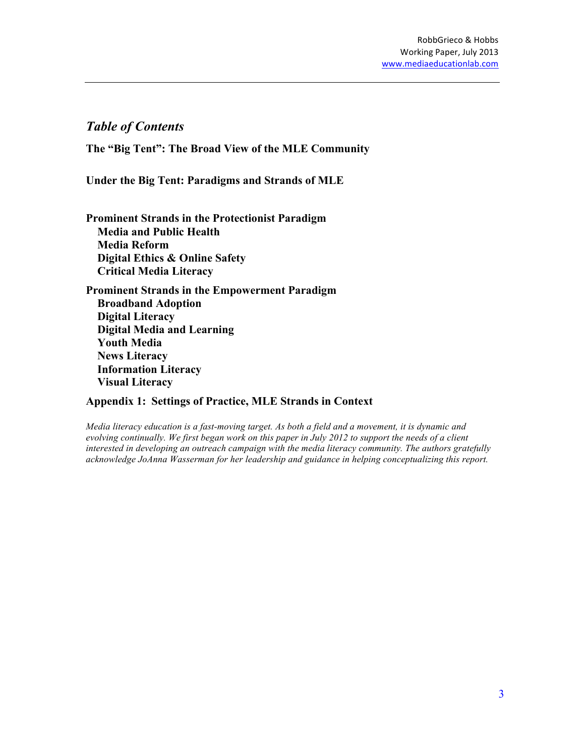## *Table of Contents*

**The "Big Tent": The Broad View of the MLE Community**

**Under the Big Tent: Paradigms and Strands of MLE**

**Prominent Strands in the Protectionist Paradigm**
- **Media and Public Health**
- **Media Reform**
- **Digital Ethics & Online Safety**
- **Critical Media Literacy**

**Prominent Strands in the Empowerment Paradigm**
- **Broadband Adoption**
- **Digital Literacy**
- **Digital Media and Learning**
- **Youth Media**
- **News Literacy**
- **Information Literacy**
- **Visual Literacy**

**Appendix 1: Settings of Practice, MLE Strands in Context**

*Media literacy education is a fast-moving target. As both a field and a movement, it is dynamic and evolving continually. We first began work on this paper in July 2012 to support the needs of a client interested in developing an outreach campaign with the media literacy community. The authors gratefully acknowledge JoAnna Wasserman for her leadership and guidance in helping conceptualizing this report.*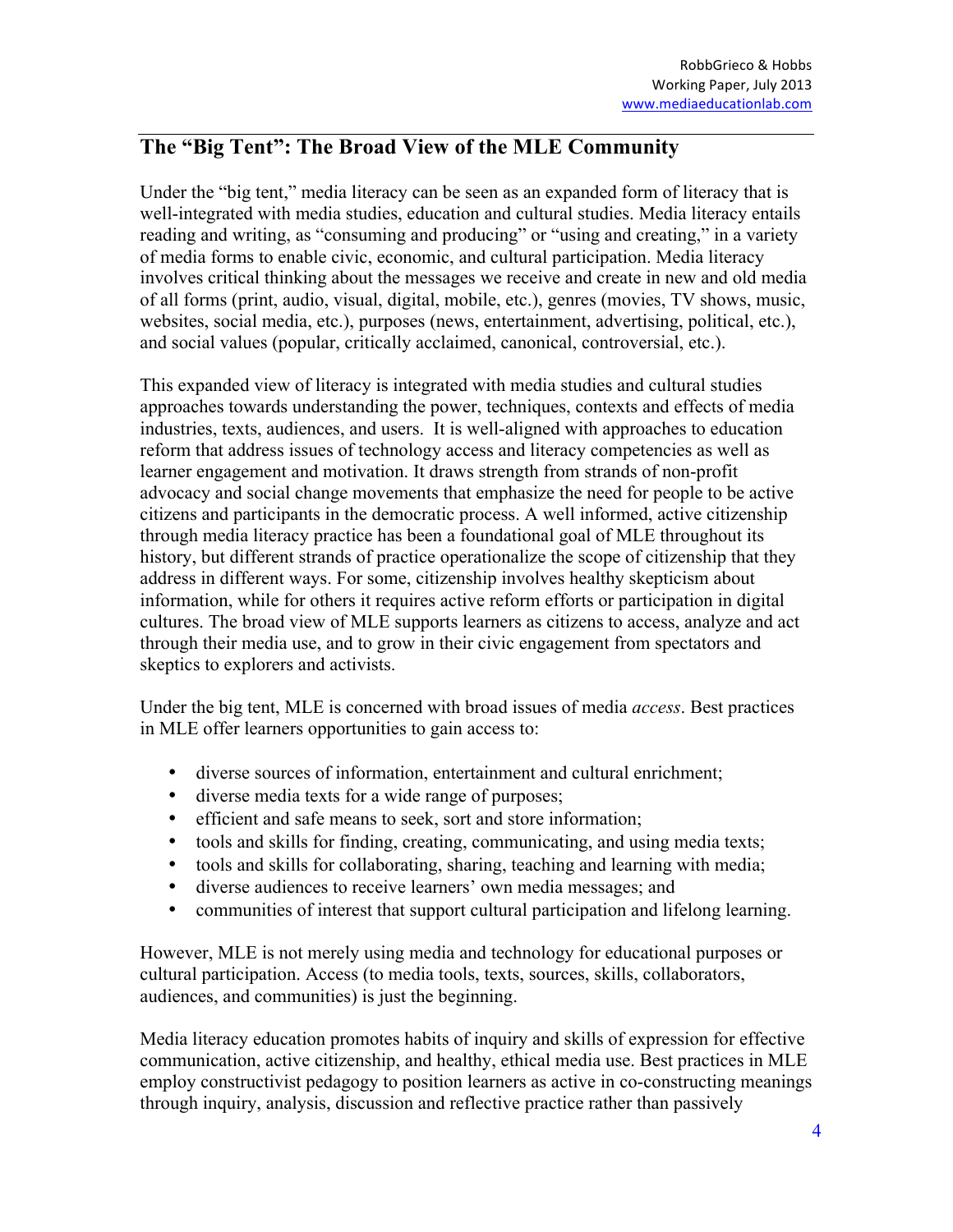## The "Big Tent": The Broad View of the MLE Community

Under the "big tent," media literacy can be seen as an expanded form of literacy that is well-integrated with media studies, education and cultural studies. Media literacy entails reading and writing, as "consuming and producing" or "using and creating," in a variety of media forms to enable civic, economic, and cultural participation. Media literacy involves critical thinking about the messages we receive and create in new and old media of all forms (print, audio, visual, digital, mobile, etc.), genres (movies, TV shows, music, websites, social media, etc.), purposes (news, entertainment, advertising, political, etc.), and social values (popular, critically acclaimed, canonical, controversial, etc.).

This expanded view of literacy is integrated with media studies and cultural studies approaches towards understanding the power, techniques, contexts and effects of media industries, texts, audiences, and users. It is well-aligned with approaches to education reform that address issues of technology access and literacy competencies as well as learner engagement and motivation. It draws strength from strands of non-profit advocacy and social change movements that emphasize the need for people to be active citizens and participants in the democratic process. A well informed, active citizenship through media literacy practice has been a foundational goal of MLE throughout its history, but different strands of practice operationalize the scope of citizenship that they address in different ways. For some, citizenship involves healthy skepticism about information, while for others it requires active reform efforts or participation in digital cultures. The broad view of MLE supports learners as citizens to access, analyze and act through their media use, and to grow in their civic engagement from spectators and skeptics to explorers and activists.

Under the big tent, MLE is concerned with broad issues of media *access*. Best practices in MLE offer learners opportunities to gain access to:

- diverse sources of information, entertainment and cultural enrichment;
- diverse media texts for a wide range of purposes;
- efficient and safe means to seek, sort and store information;
- tools and skills for finding, creating, communicating, and using media texts;
- tools and skills for collaborating, sharing, teaching and learning with media;
- diverse audiences to receive learners' own media messages; and
- communities of interest that support cultural participation and lifelong learning.

However, MLE is not merely using media and technology for educational purposes or cultural participation. Access (to media tools, texts, sources, skills, collaborators, audiences, and communities) is just the beginning.

Media literacy education promotes habits of inquiry and skills of expression for effective communication, active citizenship, and healthy, ethical media use. Best practices in MLE employ constructivist pedagogy to position learners as active in co-constructing meanings through inquiry, analysis, discussion and reflective practice rather than passively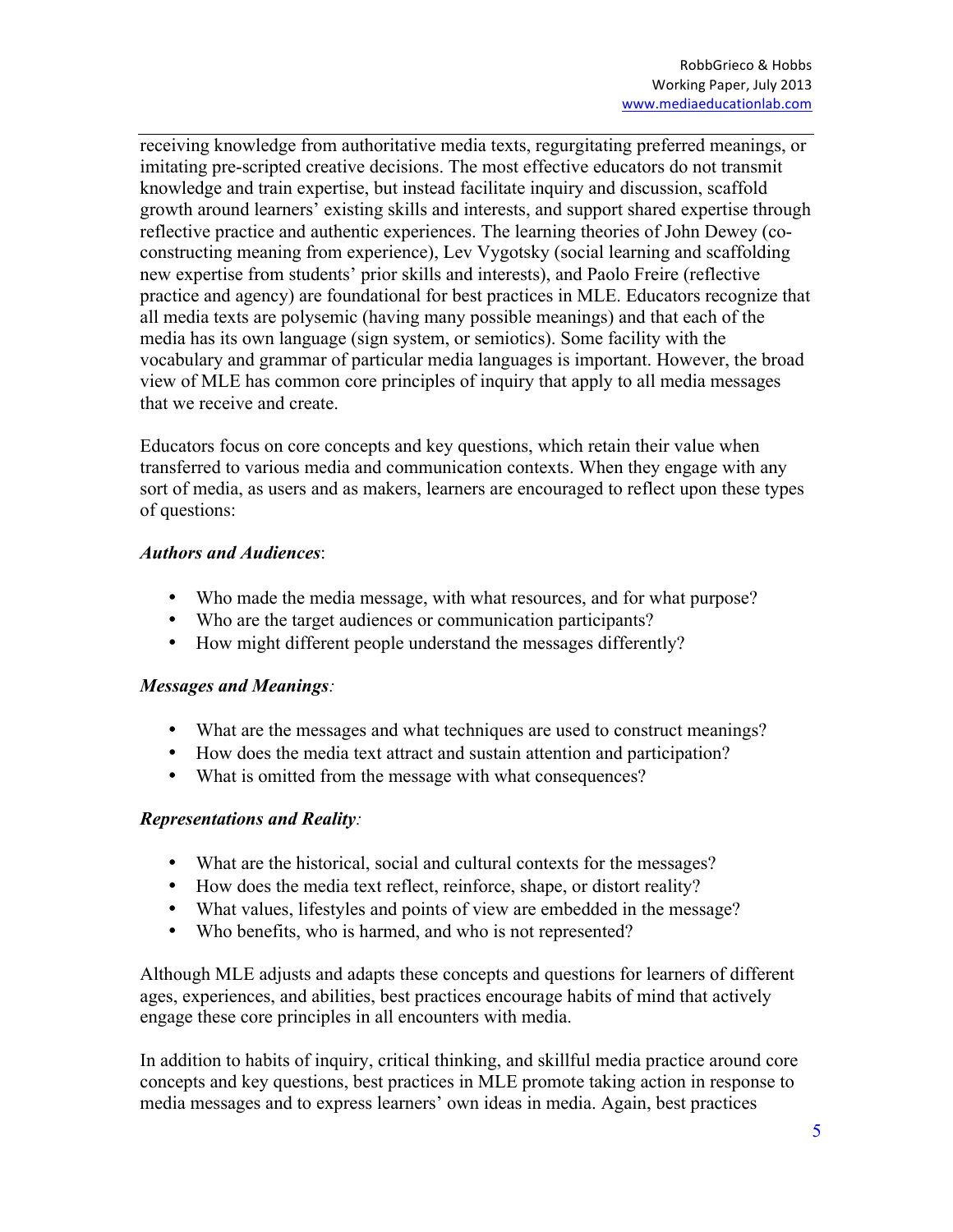receiving knowledge from authoritative media texts, regurgitating preferred meanings, or imitating pre-scripted creative decisions. The most effective educators do not transmit knowledge and train expertise, but instead facilitate inquiry and discussion, scaffold growth around learners' existing skills and interests, and support shared expertise through reflective practice and authentic experiences. The learning theories of John Dewey (co-constructing meaning from experience), Lev Vygotsky (social learning and scaffolding new expertise from students' prior skills and interests), and Paolo Freire (reflective practice and agency) are foundational for best practices in MLE. Educators recognize that all media texts are polysemic (having many possible meanings) and that each of the media has its own language (sign system, or semiotics). Some facility with the vocabulary and grammar of particular media languages is important. However, the broad view of MLE has common core principles of inquiry that apply to all media messages that we receive and create.

Educators focus on core concepts and key questions, which retain their value when transferred to various media and communication contexts. When they engage with any sort of media, as users and as makers, learners are encouraged to reflect upon these types of questions:

***Authors and Audiences***:

- Who made the media message, with what resources, and for what purpose?
- Who are the target audiences or communication participants?
- How might different people understand the messages differently?

***Messages and Meanings***:

- What are the messages and what techniques are used to construct meanings?
- How does the media text attract and sustain attention and participation?
- What is omitted from the message with what consequences?

***Representations and Reality***:

- What are the historical, social and cultural contexts for the messages?
- How does the media text reflect, reinforce, shape, or distort reality?
- What values, lifestyles and points of view are embedded in the message?
- Who benefits, who is harmed, and who is not represented?

Although MLE adjusts and adapts these concepts and questions for learners of different ages, experiences, and abilities, best practices encourage habits of mind that actively engage these core principles in all encounters with media.

In addition to habits of inquiry, critical thinking, and skillful media practice around core concepts and key questions, best practices in MLE promote taking action in response to media messages and to express learners' own ideas in media. Again, best practices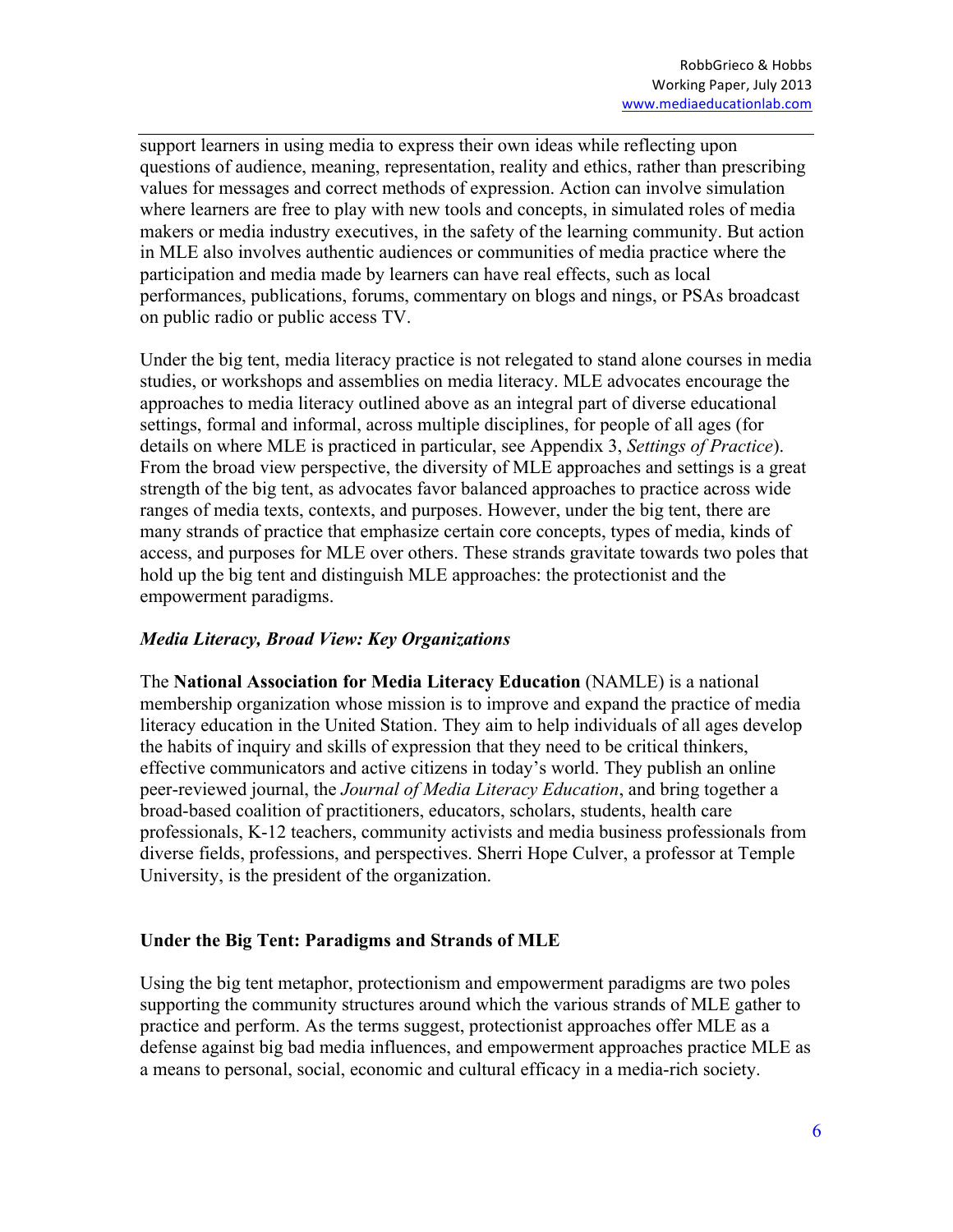support learners in using media to express their own ideas while reflecting upon questions of audience, meaning, representation, reality and ethics, rather than prescribing values for messages and correct methods of expression. Action can involve simulation where learners are free to play with new tools and concepts, in simulated roles of media makers or media industry executives, in the safety of the learning community. But action in MLE also involves authentic audiences or communities of media practice where the participation and media made by learners can have real effects, such as local performances, publications, forums, commentary on blogs and nings, or PSAs broadcast on public radio or public access TV.

Under the big tent, media literacy practice is not relegated to stand alone courses in media studies, or workshops and assemblies on media literacy. MLE advocates encourage the approaches to media literacy outlined above as an integral part of diverse educational settings, formal and informal, across multiple disciplines, for people of all ages (for details on where MLE is practiced in particular, see Appendix 3, *Settings of Practice*). From the broad view perspective, the diversity of MLE approaches and settings is a great strength of the big tent, as advocates favor balanced approaches to practice across wide ranges of media texts, contexts, and purposes. However, under the big tent, there are many strands of practice that emphasize certain core concepts, types of media, kinds of access, and purposes for MLE over others. These strands gravitate towards two poles that hold up the big tent and distinguish MLE approaches: the protectionist and the empowerment paradigms.

### *Media Literacy, Broad View: Key Organizations*

The **National Association for Media Literacy Education** (NAMLE) is a national membership organization whose mission is to improve and expand the practice of media literacy education in the United Station. They aim to help individuals of all ages develop the habits of inquiry and skills of expression that they need to be critical thinkers, effective communicators and active citizens in today's world. They publish an online peer-reviewed journal, the *Journal of Media Literacy Education*, and bring together a broad-based coalition of practitioners, educators, scholars, students, health care professionals, K-12 teachers, community activists and media business professionals from diverse fields, professions, and perspectives. Sherri Hope Culver, a professor at Temple University, is the president of the organization.

## Under the Big Tent: Paradigms and Strands of MLE

Using the big tent metaphor, protectionism and empowerment paradigms are two poles supporting the community structures around which the various strands of MLE gather to practice and perform. As the terms suggest, protectionist approaches offer MLE as a defense against big bad media influences, and empowerment approaches practice MLE as a means to personal, social, economic and cultural efficacy in a media-rich society.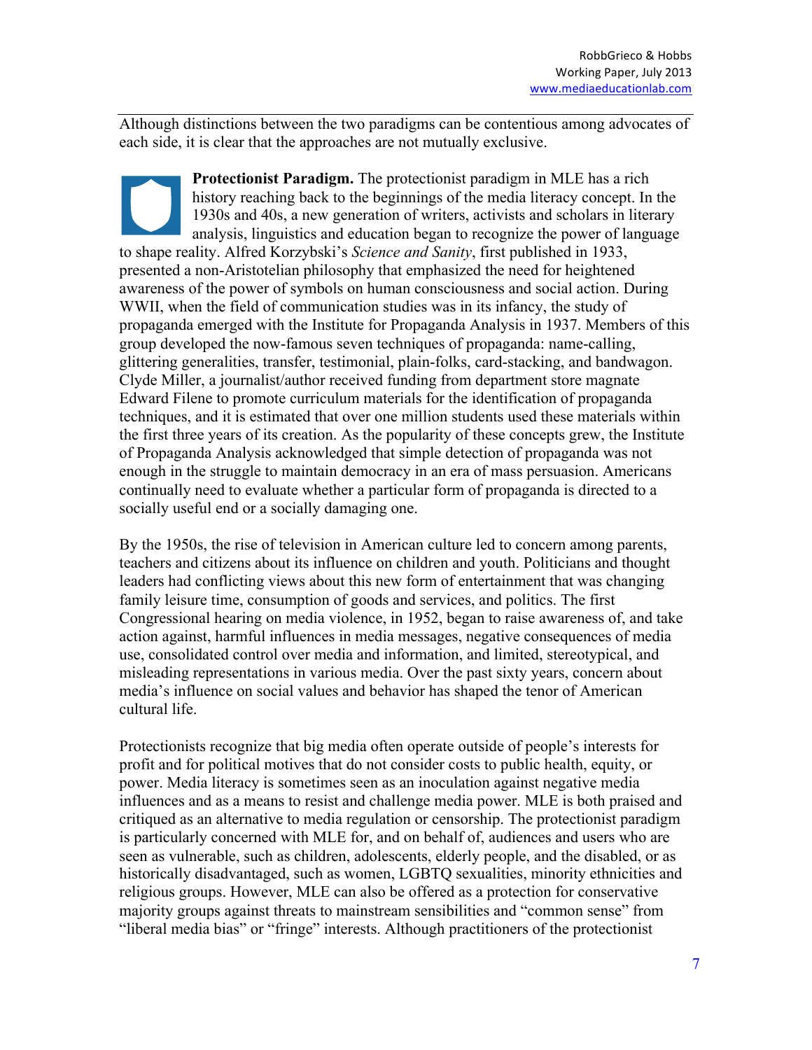Although distinctions between the two paradigms can be contentious among advocates of each side, it is clear that the approaches are not mutually exclusive.

**Protectionist Paradigm.** The protectionist paradigm in MLE has a rich history reaching back to the beginnings of the media literacy concept. In the 1930s and 40s, a new generation of writers, activists and scholars in literary analysis, linguistics and education began to recognize the power of language to shape reality. Alfred Korzybski's *Science and Sanity*, first published in 1933, presented a non-Aristotelian philosophy that emphasized the need for heightened awareness of the power of symbols on human consciousness and social action. During WWII, when the field of communication studies was in its infancy, the study of propaganda emerged with the Institute for Propaganda Analysis in 1937. Members of this group developed the now-famous seven techniques of propaganda: name-calling, glittering generalities, transfer, testimonial, plain-folks, card-stacking, and bandwagon. Clyde Miller, a journalist/author received funding from department store magnate Edward Filene to promote curriculum materials for the identification of propaganda techniques, and it is estimated that over one million students used these materials within the first three years of its creation. As the popularity of these concepts grew, the Institute of Propaganda Analysis acknowledged that simple detection of propaganda was not enough in the struggle to maintain democracy in an era of mass persuasion. Americans continually need to evaluate whether a particular form of propaganda is directed to a socially useful end or a socially damaging one.

By the 1950s, the rise of television in American culture led to concern among parents, teachers and citizens about its influence on children and youth. Politicians and thought leaders had conflicting views about this new form of entertainment that was changing family leisure time, consumption of goods and services, and politics. The first Congressional hearing on media violence, in 1952, began to raise awareness of, and take action against, harmful influences in media messages, negative consequences of media use, consolidated control over media and information, and limited, stereotypical, and misleading representations in various media. Over the past sixty years, concern about media's influence on social values and behavior has shaped the tenor of American cultural life.

Protectionists recognize that big media often operate outside of people's interests for profit and for political motives that do not consider costs to public health, equity, or power. Media literacy is sometimes seen as an inoculation against negative media influences and as a means to resist and challenge media power. MLE is both praised and critiqued as an alternative to media regulation or censorship. The protectionist paradigm is particularly concerned with MLE for, and on behalf of, audiences and users who are seen as vulnerable, such as children, adolescents, elderly people, and the disabled, or as historically disadvantaged, such as women, LGBTQ sexualities, minority ethnicities and religious groups. However, MLE can also be offered as a protection for conservative majority groups against threats to mainstream sensibilities and "common sense" from "liberal media bias" or "fringe" interests. Although practitioners of the protectionist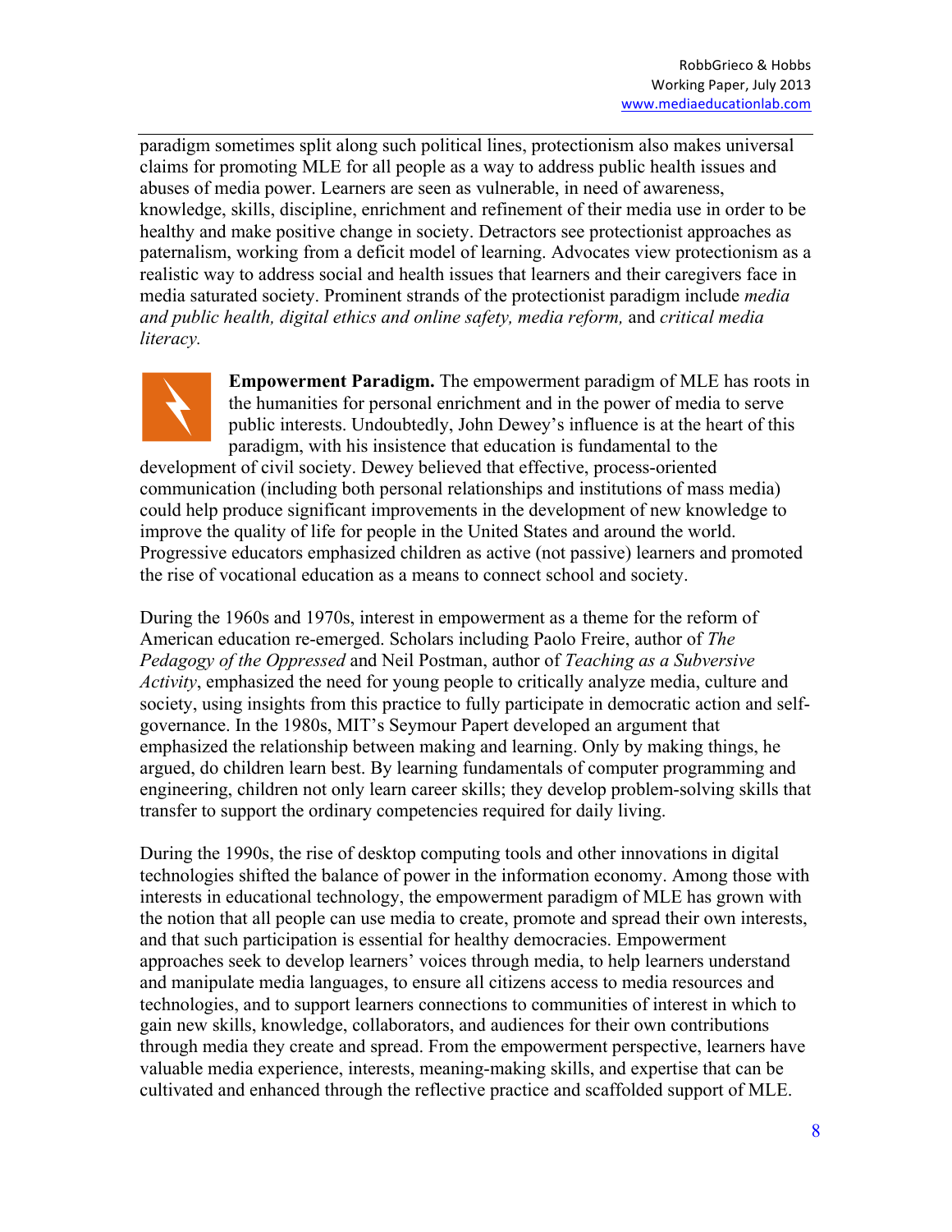paradigm sometimes split along such political lines, protectionism also makes universal claims for promoting MLE for all people as a way to address public health issues and abuses of media power. Learners are seen as vulnerable, in need of awareness, knowledge, skills, discipline, enrichment and refinement of their media use in order to be healthy and make positive change in society. Detractors see protectionist approaches as paternalism, working from a deficit model of learning. Advocates view protectionism as a realistic way to address social and health issues that learners and their caregivers face in media saturated society. Prominent strands of the protectionist paradigm include *media and public health, digital ethics and online safety, media reform,* and *critical media literacy.*

**Empowerment Paradigm.** The empowerment paradigm of MLE has roots in the humanities for personal enrichment and in the power of media to serve public interests. Undoubtedly, John Dewey's influence is at the heart of this paradigm, with his insistence that education is fundamental to the development of civil society. Dewey believed that effective, process-oriented communication (including both personal relationships and institutions of mass media) could help produce significant improvements in the development of new knowledge to improve the quality of life for people in the United States and around the world. Progressive educators emphasized children as active (not passive) learners and promoted the rise of vocational education as a means to connect school and society.

During the 1960s and 1970s, interest in empowerment as a theme for the reform of American education re-emerged. Scholars including Paolo Freire, author of *The Pedagogy of the Oppressed* and Neil Postman, author of *Teaching as a Subversive Activity*, emphasized the need for young people to critically analyze media, culture and society, using insights from this practice to fully participate in democratic action and self-governance. In the 1980s, MIT's Seymour Papert developed an argument that emphasized the relationship between making and learning. Only by making things, he argued, do children learn best. By learning fundamentals of computer programming and engineering, children not only learn career skills; they develop problem-solving skills that transfer to support the ordinary competencies required for daily living.

During the 1990s, the rise of desktop computing tools and other innovations in digital technologies shifted the balance of power in the information economy. Among those with interests in educational technology, the empowerment paradigm of MLE has grown with the notion that all people can use media to create, promote and spread their own interests, and that such participation is essential for healthy democracies. Empowerment approaches seek to develop learners' voices through media, to help learners understand and manipulate media languages, to ensure all citizens access to media resources and technologies, and to support learners connections to communities of interest in which to gain new skills, knowledge, collaborators, and audiences for their own contributions through media they create and spread. From the empowerment perspective, learners have valuable media experience, interests, meaning-making skills, and expertise that can be cultivated and enhanced through the reflective practice and scaffolded support of MLE.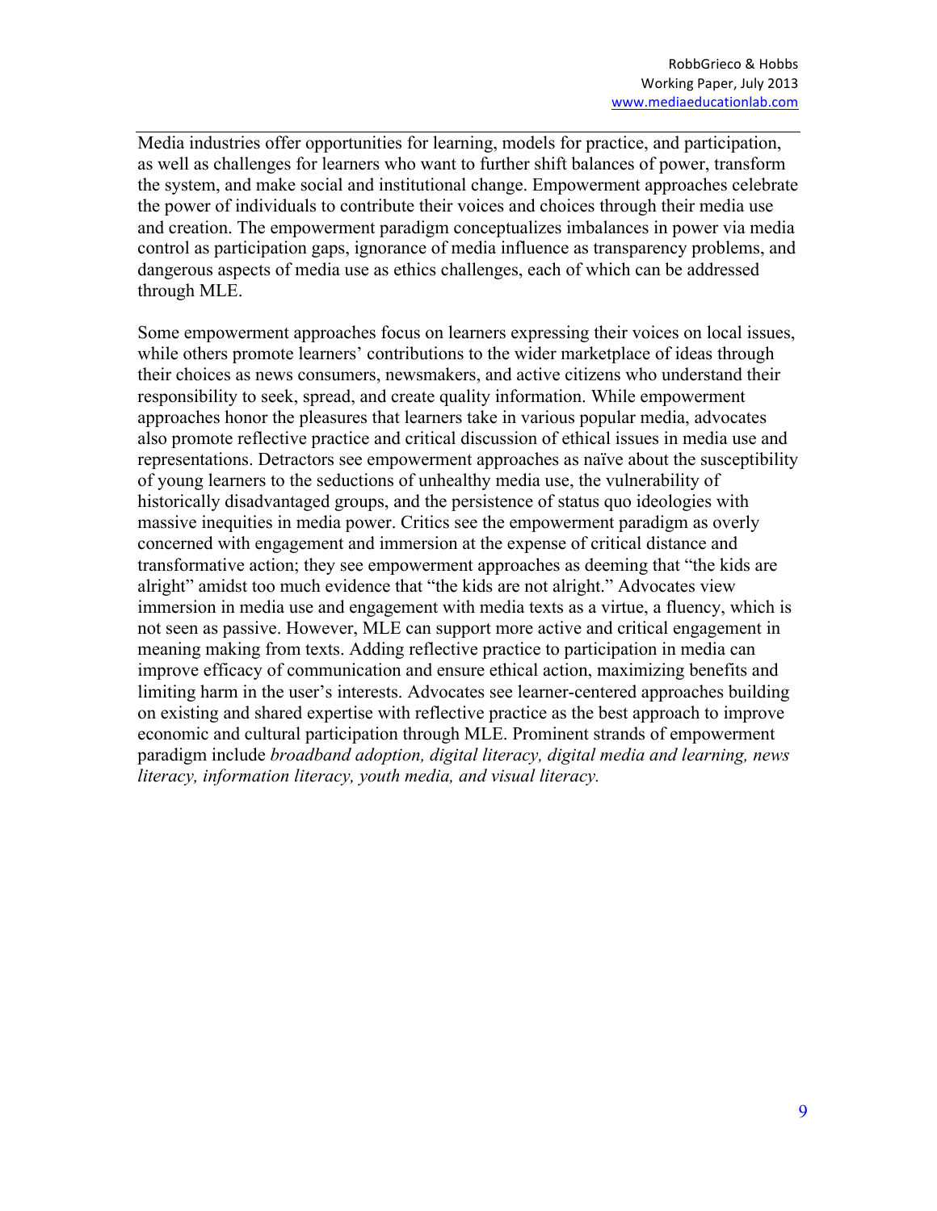Media industries offer opportunities for learning, models for practice, and participation, as well as challenges for learners who want to further shift balances of power, transform the system, and make social and institutional change. Empowerment approaches celebrate the power of individuals to contribute their voices and choices through their media use and creation. The empowerment paradigm conceptualizes imbalances in power via media control as participation gaps, ignorance of media influence as transparency problems, and dangerous aspects of media use as ethics challenges, each of which can be addressed through MLE.

Some empowerment approaches focus on learners expressing their voices on local issues, while others promote learners' contributions to the wider marketplace of ideas through their choices as news consumers, newsmakers, and active citizens who understand their responsibility to seek, spread, and create quality information. While empowerment approaches honor the pleasures that learners take in various popular media, advocates also promote reflective practice and critical discussion of ethical issues in media use and representations. Detractors see empowerment approaches as naïve about the susceptibility of young learners to the seductions of unhealthy media use, the vulnerability of historically disadvantaged groups, and the persistence of status quo ideologies with massive inequities in media power. Critics see the empowerment paradigm as overly concerned with engagement and immersion at the expense of critical distance and transformative action; they see empowerment approaches as deeming that "the kids are alright" amidst too much evidence that "the kids are not alright." Advocates view immersion in media use and engagement with media texts as a virtue, a fluency, which is not seen as passive. However, MLE can support more active and critical engagement in meaning making from texts. Adding reflective practice to participation in media can improve efficacy of communication and ensure ethical action, maximizing benefits and limiting harm in the user's interests. Advocates see learner-centered approaches building on existing and shared expertise with reflective practice as the best approach to improve economic and cultural participation through MLE. Prominent strands of empowerment paradigm include *broadband adoption, digital literacy, digital media and learning, news literacy, information literacy, youth media, and visual literacy.*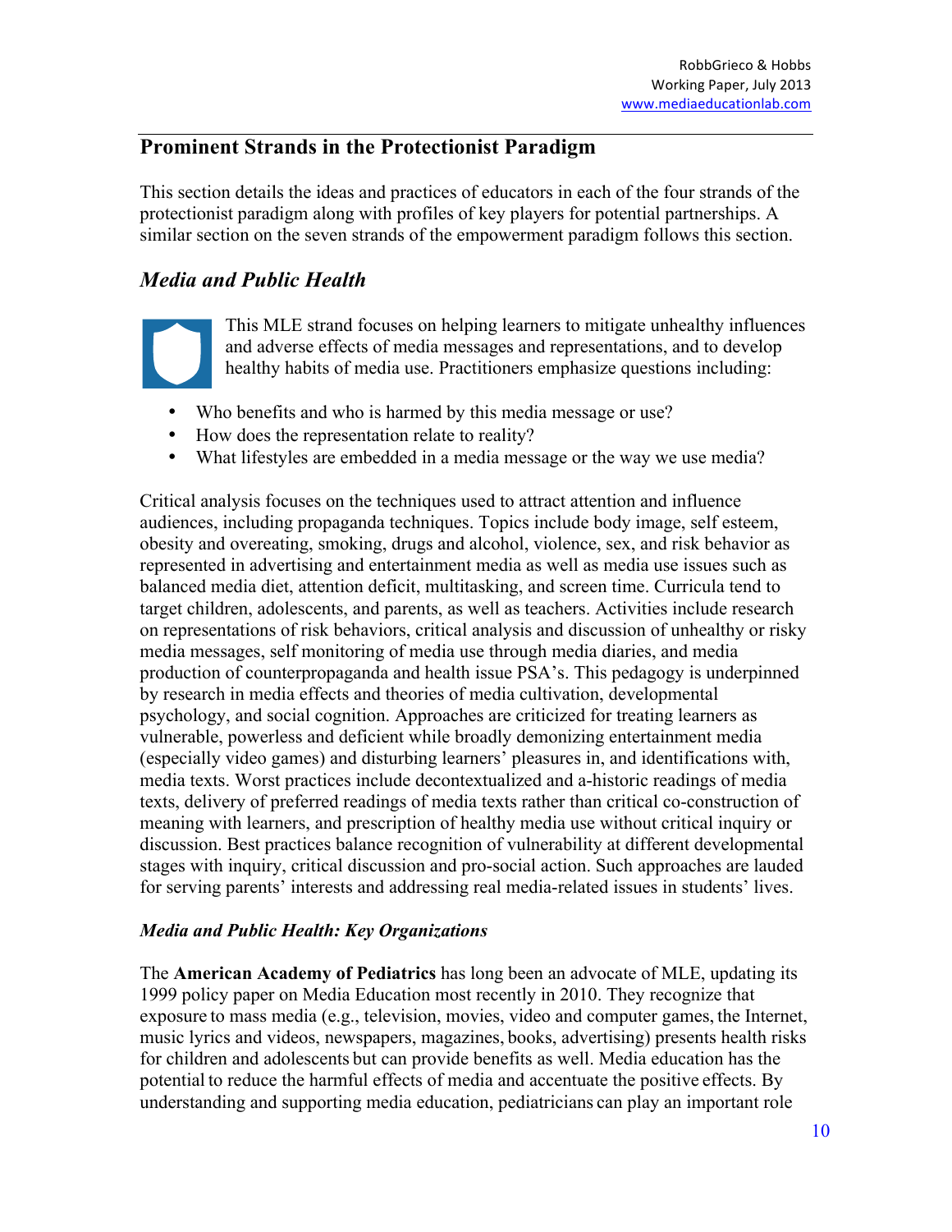## Prominent Strands in the Protectionist Paradigm

This section details the ideas and practices of educators in each of the four strands of the protectionist paradigm along with profiles of key players for potential partnerships. A similar section on the seven strands of the empowerment paradigm follows this section.

### *Media and Public Health*

This MLE strand focuses on helping learners to mitigate unhealthy influences and adverse effects of media messages and representations, and to develop healthy habits of media use. Practitioners emphasize questions including:

- Who benefits and who is harmed by this media message or use?
- How does the representation relate to reality?
- What lifestyles are embedded in a media message or the way we use media?

Critical analysis focuses on the techniques used to attract attention and influence audiences, including propaganda techniques. Topics include body image, self esteem, obesity and overeating, smoking, drugs and alcohol, violence, sex, and risk behavior as represented in advertising and entertainment media as well as media use issues such as balanced media diet, attention deficit, multitasking, and screen time. Curricula tend to target children, adolescents, and parents, as well as teachers. Activities include research on representations of risk behaviors, critical analysis and discussion of unhealthy or risky media messages, self monitoring of media use through media diaries, and media production of counterpropaganda and health issue PSA's. This pedagogy is underpinned by research in media effects and theories of media cultivation, developmental psychology, and social cognition. Approaches are criticized for treating learners as vulnerable, powerless and deficient while broadly demonizing entertainment media (especially video games) and disturbing learners' pleasures in, and identifications with, media texts. Worst practices include decontextualized and a-historic readings of media texts, delivery of preferred readings of media texts rather than critical co-construction of meaning with learners, and prescription of healthy media use without critical inquiry or discussion. Best practices balance recognition of vulnerability at different developmental stages with inquiry, critical discussion and pro-social action. Such approaches are lauded for serving parents' interests and addressing real media-related issues in students' lives.

#### *Media and Public Health: Key Organizations*

The **American Academy of Pediatrics** has long been an advocate of MLE, updating its 1999 policy paper on Media Education most recently in 2010. They recognize that exposure to mass media (e.g., television, movies, video and computer games, the Internet, music lyrics and videos, newspapers, magazines, books, advertising) presents health risks for children and adolescents but can provide benefits as well. Media education has the potential to reduce the harmful effects of media and accentuate the positive effects. By understanding and supporting media education, pediatricians can play an important role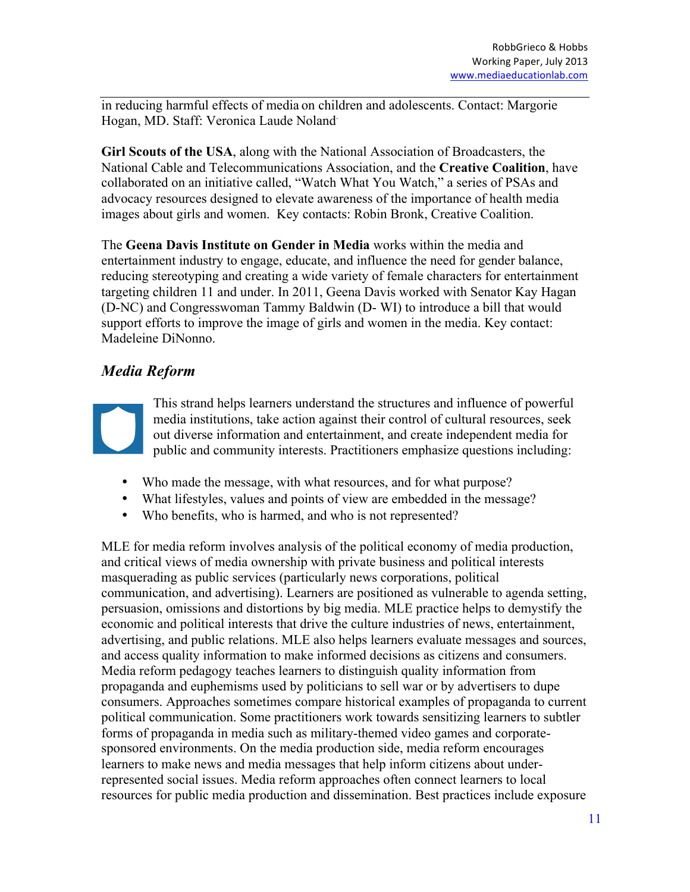in reducing harmful effects of media on children and adolescents. Contact: Margorie Hogan, MD. Staff: Veronica Laude Noland.

**Girl Scouts of the USA**, along with the National Association of Broadcasters, the National Cable and Telecommunications Association, and the **Creative Coalition**, have collaborated on an initiative called, "Watch What You Watch," a series of PSAs and advocacy resources designed to elevate awareness of the importance of health media images about girls and women. Key contacts: Robin Bronk, Creative Coalition.

The **Geena Davis Institute on Gender in Media** works within the media and entertainment industry to engage, educate, and influence the need for gender balance, reducing stereotyping and creating a wide variety of female characters for entertainment targeting children 11 and under. In 2011, Geena Davis worked with Senator Kay Hagan (D-NC) and Congresswoman Tammy Baldwin (D- WI) to introduce a bill that would support efforts to improve the image of girls and women in the media. Key contact: Madeleine DiNonno.

## *Media Reform*

This strand helps learners understand the structures and influence of powerful media institutions, take action against their control of cultural resources, seek out diverse information and entertainment, and create independent media for public and community interests. Practitioners emphasize questions including:

- Who made the message, with what resources, and for what purpose?
- What lifestyles, values and points of view are embedded in the message?
- Who benefits, who is harmed, and who is not represented?

MLE for media reform involves analysis of the political economy of media production, and critical views of media ownership with private business and political interests masquerading as public services (particularly news corporations, political communication, and advertising). Learners are positioned as vulnerable to agenda setting, persuasion, omissions and distortions by big media. MLE practice helps to demystify the economic and political interests that drive the culture industries of news, entertainment, advertising, and public relations. MLE also helps learners evaluate messages and sources, and access quality information to make informed decisions as citizens and consumers. Media reform pedagogy teaches learners to distinguish quality information from propaganda and euphemisms used by politicians to sell war or by advertisers to dupe consumers. Approaches sometimes compare historical examples of propaganda to current political communication. Some practitioners work towards sensitizing learners to subtler forms of propaganda in media such as military-themed video games and corporate-sponsored environments. On the media production side, media reform encourages learners to make news and media messages that help inform citizens about under-represented social issues. Media reform approaches often connect learners to local resources for public media production and dissemination. Best practices include exposure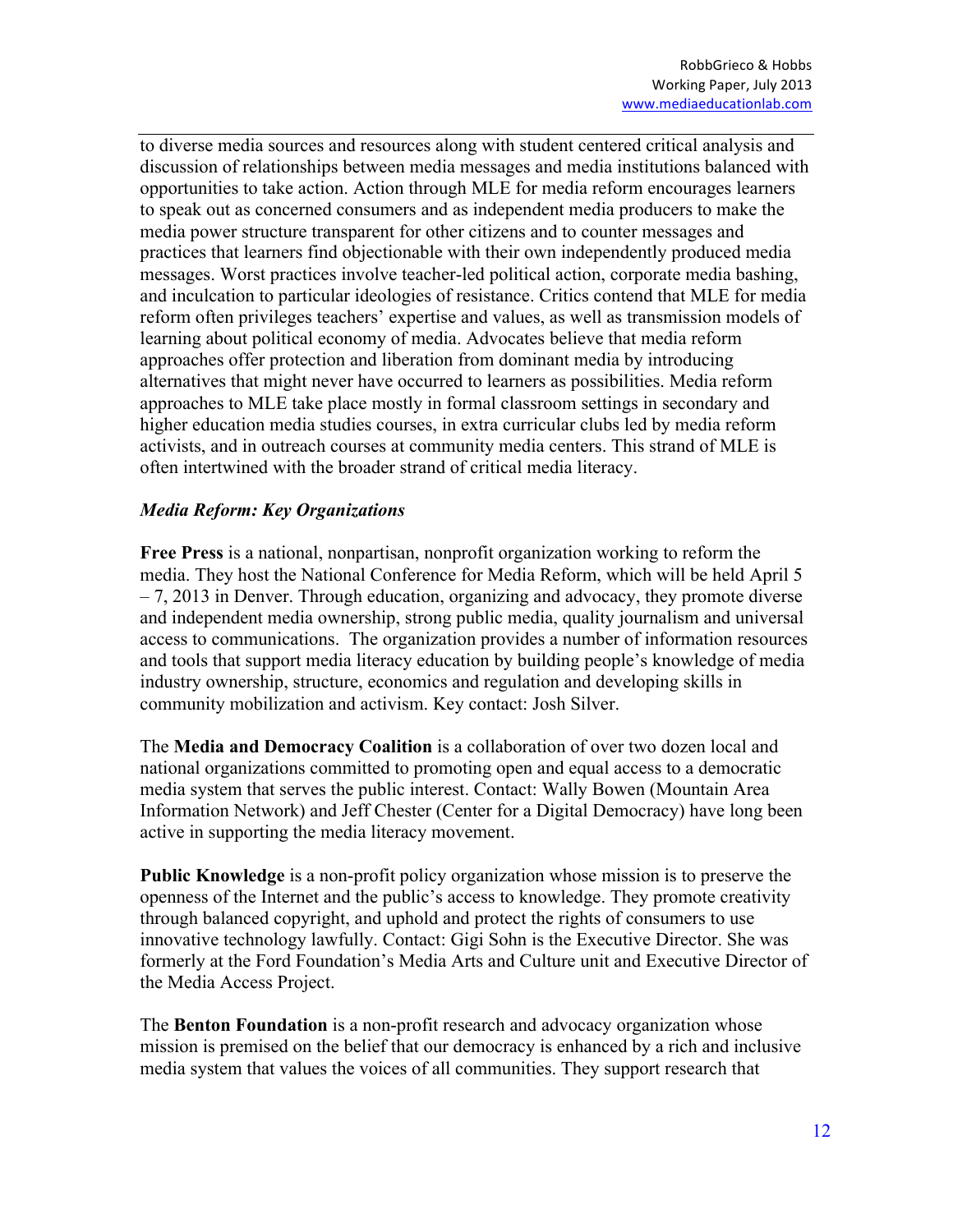to diverse media sources and resources along with student centered critical analysis and discussion of relationships between media messages and media institutions balanced with opportunities to take action. Action through MLE for media reform encourages learners to speak out as concerned consumers and as independent media producers to make the media power structure transparent for other citizens and to counter messages and practices that learners find objectionable with their own independently produced media messages. Worst practices involve teacher-led political action, corporate media bashing, and inculcation to particular ideologies of resistance. Critics contend that MLE for media reform often privileges teachers' expertise and values, as well as transmission models of learning about political economy of media. Advocates believe that media reform approaches offer protection and liberation from dominant media by introducing alternatives that might never have occurred to learners as possibilities. Media reform approaches to MLE take place mostly in formal classroom settings in secondary and higher education media studies courses, in extra curricular clubs led by media reform activists, and in outreach courses at community media centers. This strand of MLE is often intertwined with the broader strand of critical media literacy.

### *Media Reform: Key Organizations*

**Free Press** is a national, nonpartisan, nonprofit organization working to reform the media. They host the National Conference for Media Reform, which will be held April 5 – 7, 2013 in Denver. Through education, organizing and advocacy, they promote diverse and independent media ownership, strong public media, quality journalism and universal access to communications. The organization provides a number of information resources and tools that support media literacy education by building people's knowledge of media industry ownership, structure, economics and regulation and developing skills in community mobilization and activism. Key contact: Josh Silver.

The **Media and Democracy Coalition** is a collaboration of over two dozen local and national organizations committed to promoting open and equal access to a democratic media system that serves the public interest. Contact: Wally Bowen (Mountain Area Information Network) and Jeff Chester (Center for a Digital Democracy) have long been active in supporting the media literacy movement.

**Public Knowledge** is a non-profit policy organization whose mission is to preserve the openness of the Internet and the public's access to knowledge. They promote creativity through balanced copyright, and uphold and protect the rights of consumers to use innovative technology lawfully. Contact: Gigi Sohn is the Executive Director. She was formerly at the Ford Foundation's Media Arts and Culture unit and Executive Director of the Media Access Project.

The **Benton Foundation** is a non-profit research and advocacy organization whose mission is premised on the belief that our democracy is enhanced by a rich and inclusive media system that values the voices of all communities. They support research that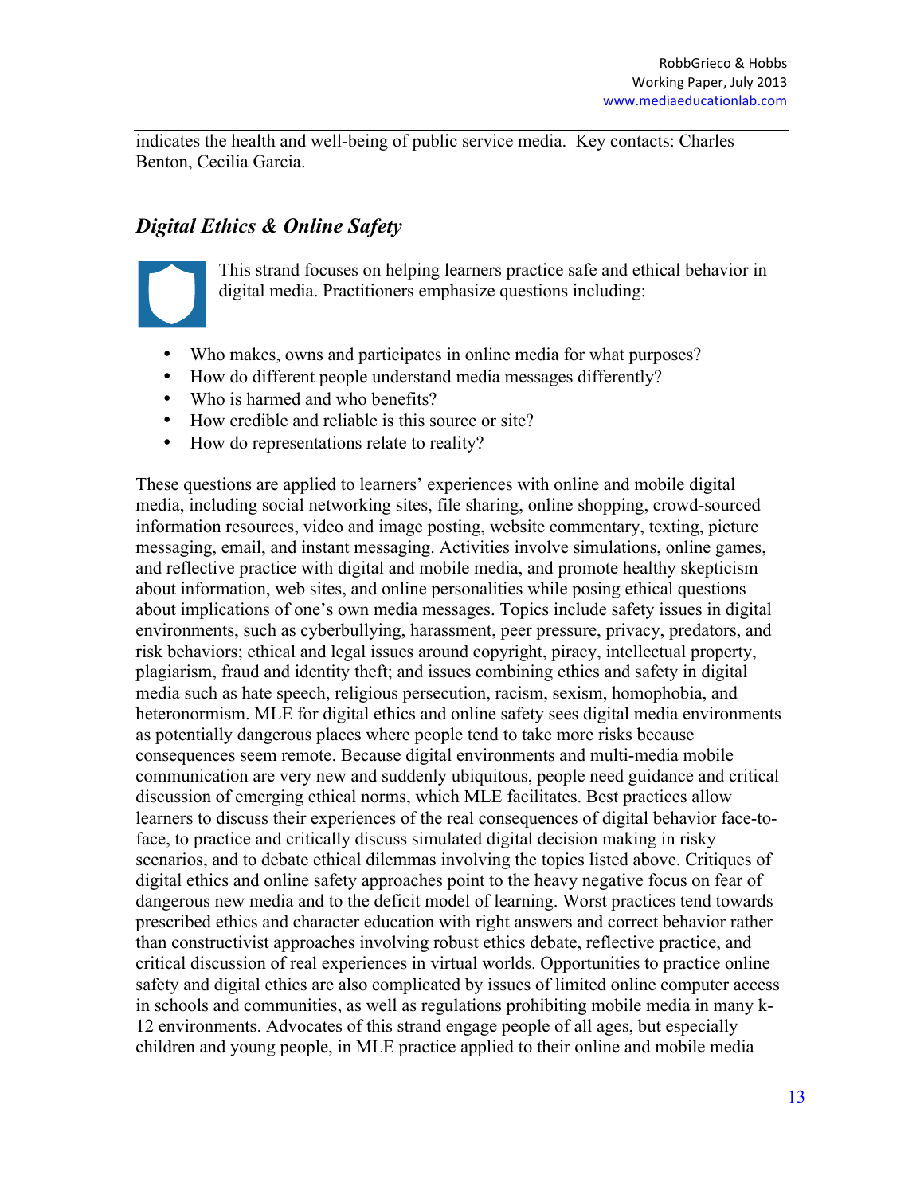indicates the health and well-being of public service media. Key contacts: Charles Benton, Cecilia Garcia.

## *Digital Ethics & Online Safety*

This strand focuses on helping learners practice safe and ethical behavior in digital media. Practitioners emphasize questions including:

- Who makes, owns and participates in online media for what purposes?
- How do different people understand media messages differently?
- Who is harmed and who benefits?
- How credible and reliable is this source or site?
- How do representations relate to reality?

These questions are applied to learners' experiences with online and mobile digital media, including social networking sites, file sharing, online shopping, crowd-sourced information resources, video and image posting, website commentary, texting, picture messaging, email, and instant messaging. Activities involve simulations, online games, and reflective practice with digital and mobile media, and promote healthy skepticism about information, web sites, and online personalities while posing ethical questions about implications of one's own media messages. Topics include safety issues in digital environments, such as cyberbullying, harassment, peer pressure, privacy, predators, and risk behaviors; ethical and legal issues around copyright, piracy, intellectual property, plagiarism, fraud and identity theft; and issues combining ethics and safety in digital media such as hate speech, religious persecution, racism, sexism, homophobia, and heteronormism. MLE for digital ethics and online safety sees digital media environments as potentially dangerous places where people tend to take more risks because consequences seem remote. Because digital environments and multi-media mobile communication are very new and suddenly ubiquitous, people need guidance and critical discussion of emerging ethical norms, which MLE facilitates. Best practices allow learners to discuss their experiences of the real consequences of digital behavior face-to-face, to practice and critically discuss simulated digital decision making in risky scenarios, and to debate ethical dilemmas involving the topics listed above. Critiques of digital ethics and online safety approaches point to the heavy negative focus on fear of dangerous new media and to the deficit model of learning. Worst practices tend towards prescribed ethics and character education with right answers and correct behavior rather than constructivist approaches involving robust ethics debate, reflective practice, and critical discussion of real experiences in virtual worlds. Opportunities to practice online safety and digital ethics are also complicated by issues of limited online computer access in schools and communities, as well as regulations prohibiting mobile media in many k-12 environments. Advocates of this strand engage people of all ages, but especially children and young people, in MLE practice applied to their online and mobile media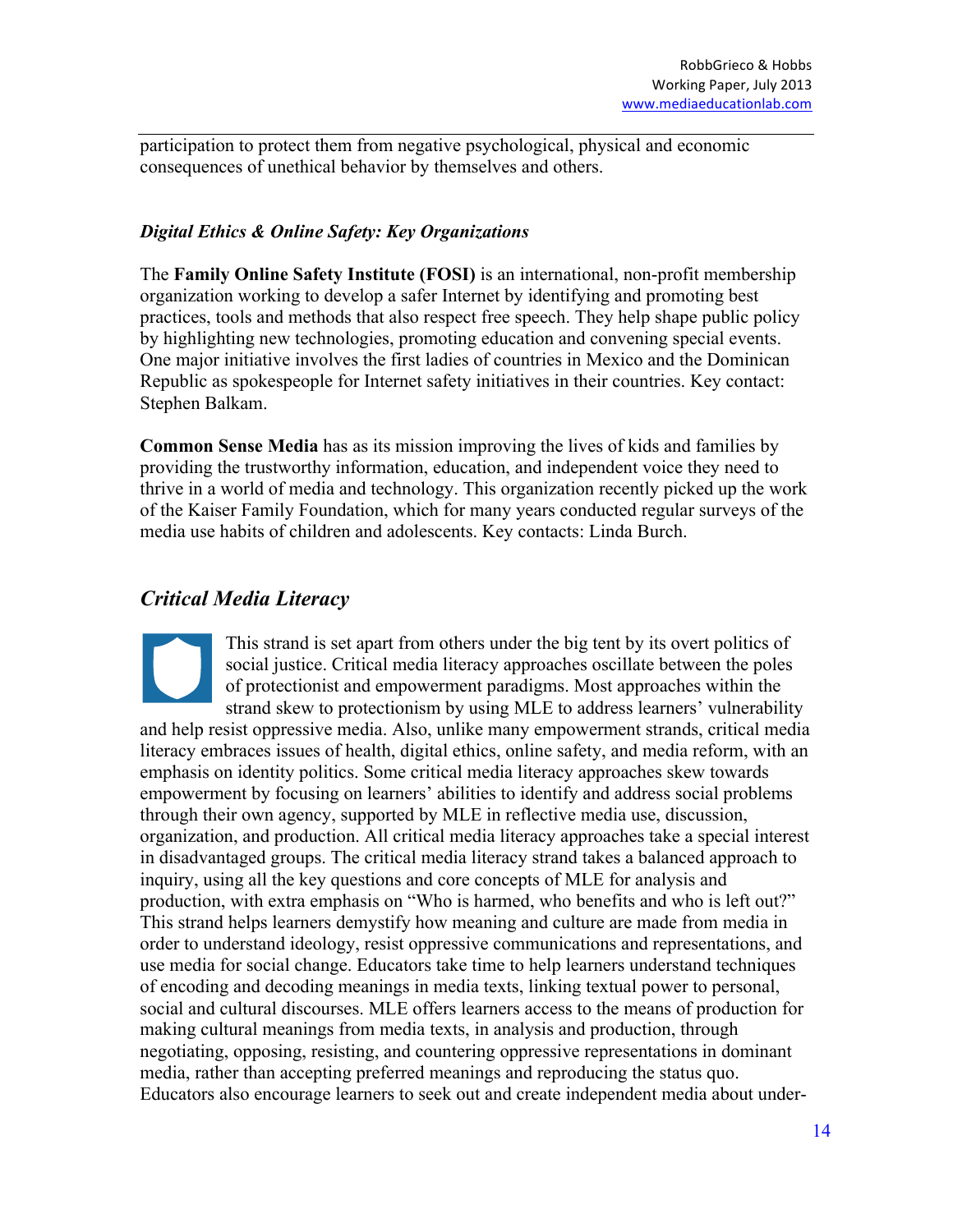participation to protect them from negative psychological, physical and economic consequences of unethical behavior by themselves and others.

### *Digital Ethics & Online Safety: Key Organizations*

The **Family Online Safety Institute (FOSI)** is an international, non-profit membership organization working to develop a safer Internet by identifying and promoting best practices, tools and methods that also respect free speech. They help shape public policy by highlighting new technologies, promoting education and convening special events. One major initiative involves the first ladies of countries in Mexico and the Dominican Republic as spokespeople for Internet safety initiatives in their countries. Key contact: Stephen Balkam.

**Common Sense Media** has as its mission improving the lives of kids and families by providing the trustworthy information, education, and independent voice they need to thrive in a world of media and technology. This organization recently picked up the work of the Kaiser Family Foundation, which for many years conducted regular surveys of the media use habits of children and adolescents. Key contacts: Linda Burch.

## *Critical Media Literacy*

This strand is set apart from others under the big tent by its overt politics of social justice. Critical media literacy approaches oscillate between the poles of protectionist and empowerment paradigms. Most approaches within the strand skew to protectionism by using MLE to address learners' vulnerability and help resist oppressive media. Also, unlike many empowerment strands, critical media literacy embraces issues of health, digital ethics, online safety, and media reform, with an emphasis on identity politics. Some critical media literacy approaches skew towards empowerment by focusing on learners' abilities to identify and address social problems through their own agency, supported by MLE in reflective media use, discussion, organization, and production. All critical media literacy approaches take a special interest in disadvantaged groups. The critical media literacy strand takes a balanced approach to inquiry, using all the key questions and core concepts of MLE for analysis and production, with extra emphasis on "Who is harmed, who benefits and who is left out?" This strand helps learners demystify how meaning and culture are made from media in order to understand ideology, resist oppressive communications and representations, and use media for social change. Educators take time to help learners understand techniques of encoding and decoding meanings in media texts, linking textual power to personal, social and cultural discourses. MLE offers learners access to the means of production for making cultural meanings from media texts, in analysis and production, through negotiating, opposing, resisting, and countering oppressive representations in dominant media, rather than accepting preferred meanings and reproducing the status quo. Educators also encourage learners to seek out and create independent media about under-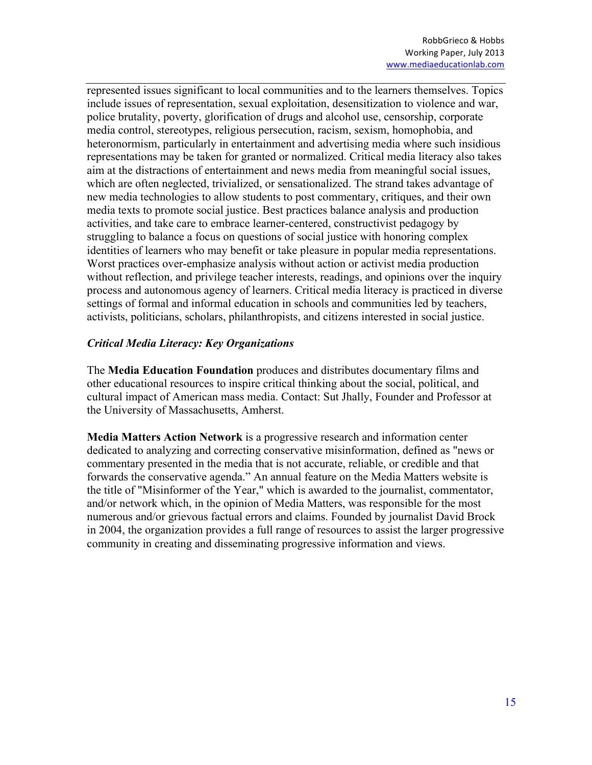represented issues significant to local communities and to the learners themselves. Topics include issues of representation, sexual exploitation, desensitization to violence and war, police brutality, poverty, glorification of drugs and alcohol use, censorship, corporate media control, stereotypes, religious persecution, racism, sexism, homophobia, and heteronormism, particularly in entertainment and advertising media where such insidious representations may be taken for granted or normalized. Critical media literacy also takes aim at the distractions of entertainment and news media from meaningful social issues, which are often neglected, trivialized, or sensationalized. The strand takes advantage of new media technologies to allow students to post commentary, critiques, and their own media texts to promote social justice. Best practices balance analysis and production activities, and take care to embrace learner-centered, constructivist pedagogy by struggling to balance a focus on questions of social justice with honoring complex identities of learners who may benefit or take pleasure in popular media representations. Worst practices over-emphasize analysis without action or activist media production without reflection, and privilege teacher interests, readings, and opinions over the inquiry process and autonomous agency of learners. Critical media literacy is practiced in diverse settings of formal and informal education in schools and communities led by teachers, activists, politicians, scholars, philanthropists, and citizens interested in social justice.

### *Critical Media Literacy: Key Organizations*

The **Media Education Foundation** produces and distributes documentary films and other educational resources to inspire critical thinking about the social, political, and cultural impact of American mass media. Contact: Sut Jhally, Founder and Professor at the University of Massachusetts, Amherst.

**Media Matters Action Network** is a progressive research and information center dedicated to analyzing and correcting conservative misinformation, defined as "news or commentary presented in the media that is not accurate, reliable, or credible and that forwards the conservative agenda." An annual feature on the Media Matters website is the title of "Misinformer of the Year," which is awarded to the journalist, commentator, and/or network which, in the opinion of Media Matters, was responsible for the most numerous and/or grievous factual errors and claims. Founded by journalist David Brock in 2004, the organization provides a full range of resources to assist the larger progressive community in creating and disseminating progressive information and views.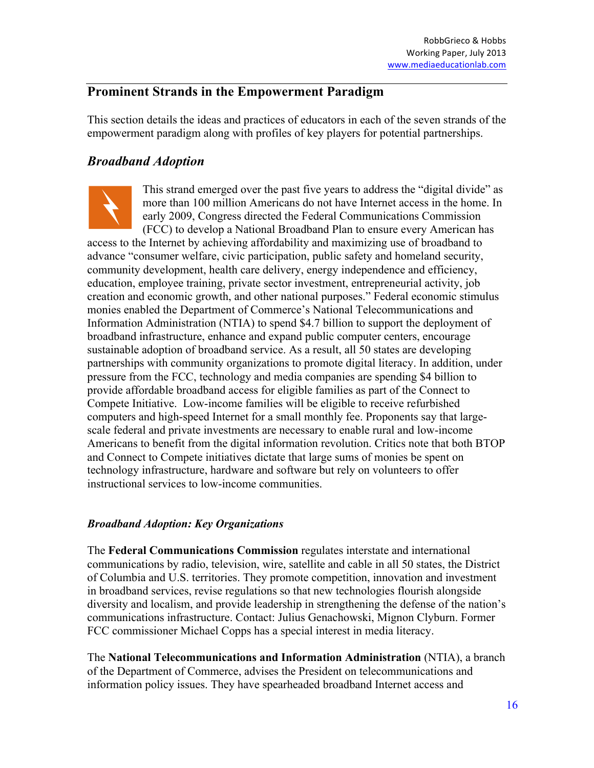## Prominent Strands in the Empowerment Paradigm

This section details the ideas and practices of educators in each of the seven strands of the empowerment paradigm along with profiles of key players for potential partnerships.

### *Broadband Adoption*

This strand emerged over the past five years to address the "digital divide" as more than 100 million Americans do not have Internet access in the home. In early 2009, Congress directed the Federal Communications Commission (FCC) to develop a National Broadband Plan to ensure every American has access to the Internet by achieving affordability and maximizing use of broadband to advance "consumer welfare, civic participation, public safety and homeland security, community development, health care delivery, energy independence and efficiency, education, employee training, private sector investment, entrepreneurial activity, job creation and economic growth, and other national purposes." Federal economic stimulus monies enabled the Department of Commerce's National Telecommunications and Information Administration (NTIA) to spend $4.7 billion to support the deployment of broadband infrastructure, enhance and expand public computer centers, encourage sustainable adoption of broadband service. As a result, all 50 states are developing partnerships with community organizations to promote digital literacy. In addition, under pressure from the FCC, technology and media companies are spending $4 billion to provide affordable broadband access for eligible families as part of the Connect to Compete Initiative. Low-income families will be eligible to receive refurbished computers and high-speed Internet for a small monthly fee. Proponents say that large-scale federal and private investments are necessary to enable rural and low-income Americans to benefit from the digital information revolution. Critics note that both BTOP and Connect to Compete initiatives dictate that large sums of monies be spent on technology infrastructure, hardware and software but rely on volunteers to offer instructional services to low-income communities.

#### *Broadband Adoption: Key Organizations*

The **Federal Communications Commission** regulates interstate and international communications by radio, television, wire, satellite and cable in all 50 states, the District of Columbia and U.S. territories. They promote competition, innovation and investment in broadband services, revise regulations so that new technologies flourish alongside diversity and localism, and provide leadership in strengthening the defense of the nation's communications infrastructure. Contact: Julius Genachowski, Mignon Clyburn. Former FCC commissioner Michael Copps has a special interest in media literacy.

The **National Telecommunications and Information Administration** (NTIA), a branch of the Department of Commerce, advises the President on telecommunications and information policy issues. They have spearheaded broadband Internet access and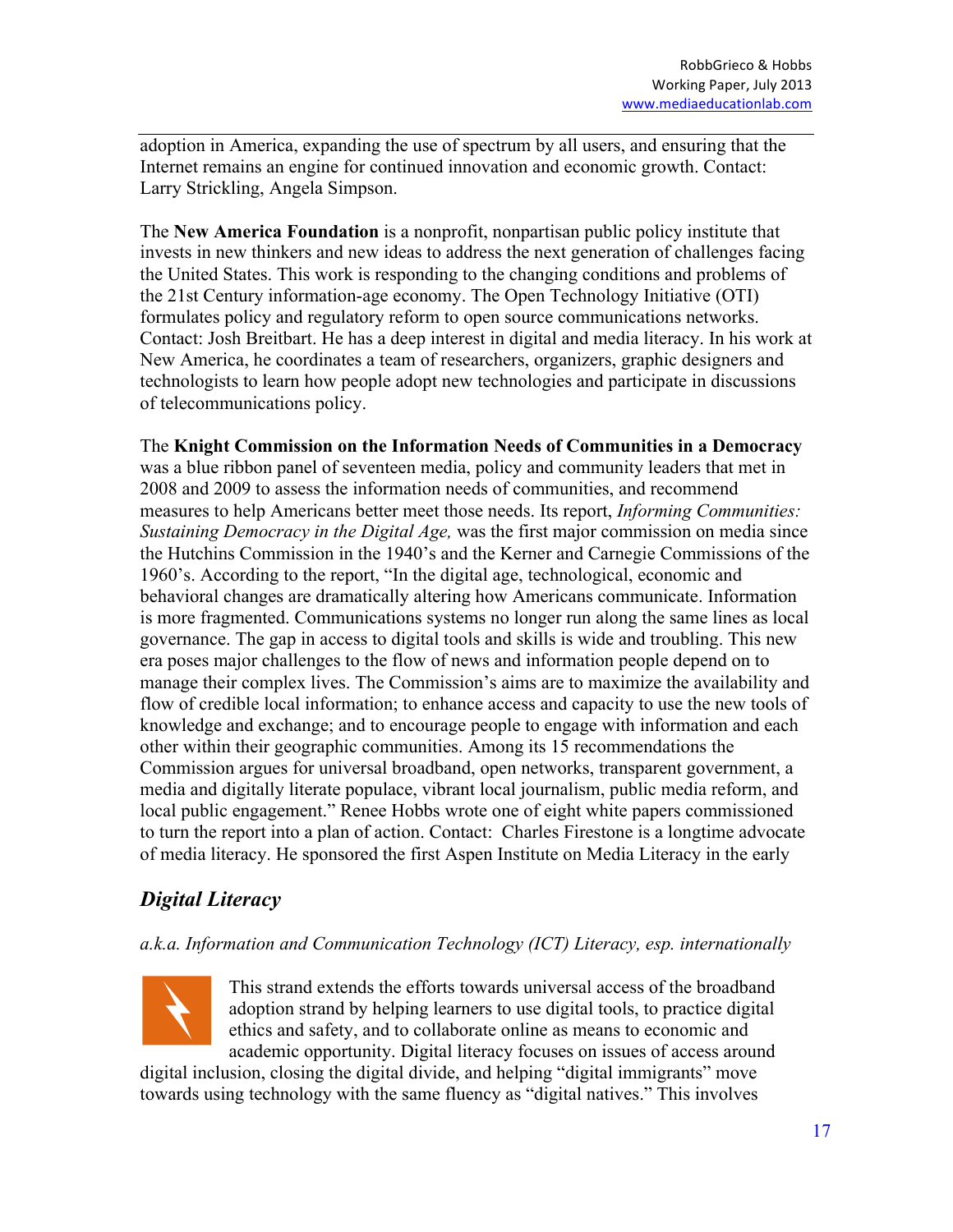adoption in America, expanding the use of spectrum by all users, and ensuring that the Internet remains an engine for continued innovation and economic growth. Contact: Larry Strickling, Angela Simpson.

The **New America Foundation** is a nonprofit, nonpartisan public policy institute that invests in new thinkers and new ideas to address the next generation of challenges facing the United States. This work is responding to the changing conditions and problems of the 21st Century information-age economy. The Open Technology Initiative (OTI) formulates policy and regulatory reform to open source communications networks. Contact: Josh Breitbart. He has a deep interest in digital and media literacy. In his work at New America, he coordinates a team of researchers, organizers, graphic designers and technologists to learn how people adopt new technologies and participate in discussions of telecommunications policy.

The **Knight Commission on the Information Needs of Communities in a Democracy** was a blue ribbon panel of seventeen media, policy and community leaders that met in 2008 and 2009 to assess the information needs of communities, and recommend measures to help Americans better meet those needs. Its report, *Informing Communities: Sustaining Democracy in the Digital Age,* was the first major commission on media since the Hutchins Commission in the 1940's and the Kerner and Carnegie Commissions of the 1960's. According to the report, "In the digital age, technological, economic and behavioral changes are dramatically altering how Americans communicate. Information is more fragmented. Communications systems no longer run along the same lines as local governance. The gap in access to digital tools and skills is wide and troubling. This new era poses major challenges to the flow of news and information people depend on to manage their complex lives. The Commission's aims are to maximize the availability and flow of credible local information; to enhance access and capacity to use the new tools of knowledge and exchange; and to encourage people to engage with information and each other within their geographic communities. Among its 15 recommendations the Commission argues for universal broadband, open networks, transparent government, a media and digitally literate populace, vibrant local journalism, public media reform, and local public engagement." Renee Hobbs wrote one of eight white papers commissioned to turn the report into a plan of action. Contact: Charles Firestone is a longtime advocate of media literacy. He sponsored the first Aspen Institute on Media Literacy in the early

## *Digital Literacy*

*a.k.a. Information and Communication Technology (ICT) Literacy, esp. internationally*

This strand extends the efforts towards universal access of the broadband adoption strand by helping learners to use digital tools, to practice digital ethics and safety, and to collaborate online as means to economic and academic opportunity. Digital literacy focuses on issues of access around digital inclusion, closing the digital divide, and helping "digital immigrants" move towards using technology with the same fluency as "digital natives." This involves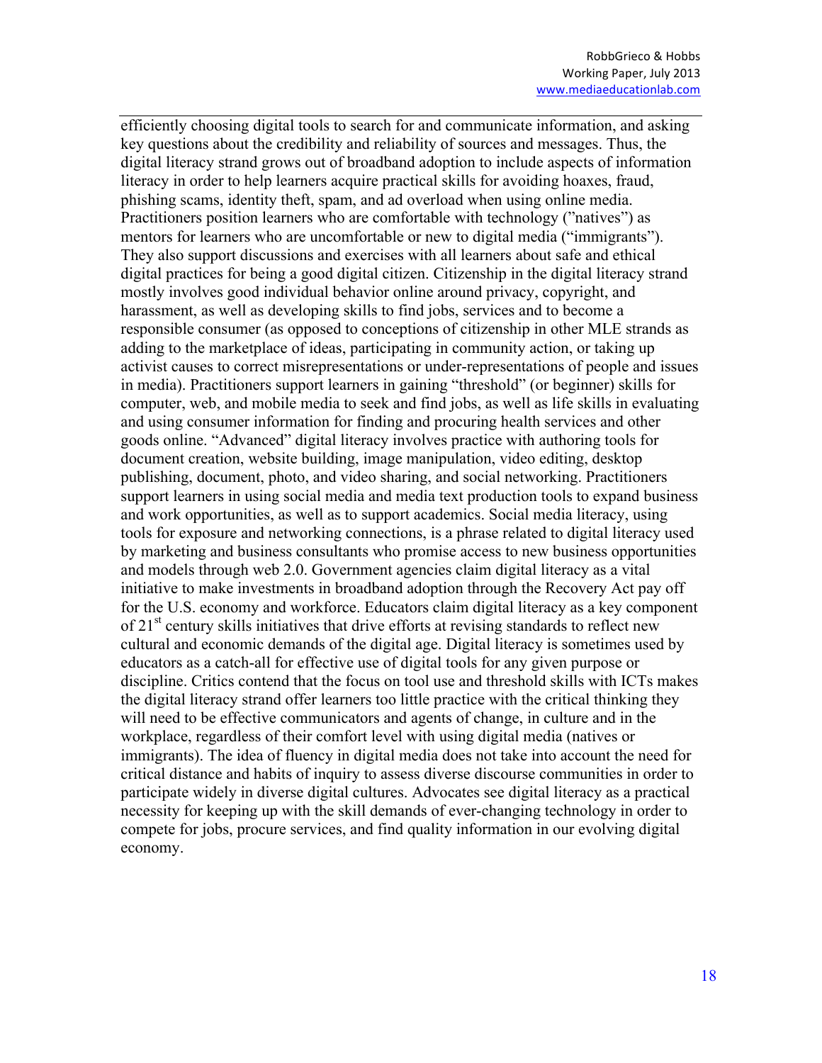efficiently choosing digital tools to search for and communicate information, and asking key questions about the credibility and reliability of sources and messages. Thus, the digital literacy strand grows out of broadband adoption to include aspects of information literacy in order to help learners acquire practical skills for avoiding hoaxes, fraud, phishing scams, identity theft, spam, and ad overload when using online media. Practitioners position learners who are comfortable with technology ("natives") as mentors for learners who are uncomfortable or new to digital media ("immigrants"). They also support discussions and exercises with all learners about safe and ethical digital practices for being a good digital citizen. Citizenship in the digital literacy strand mostly involves good individual behavior online around privacy, copyright, and harassment, as well as developing skills to find jobs, services and to become a responsible consumer (as opposed to conceptions of citizenship in other MLE strands as adding to the marketplace of ideas, participating in community action, or taking up activist causes to correct misrepresentations or under-representations of people and issues in media). Practitioners support learners in gaining "threshold" (or beginner) skills for computer, web, and mobile media to seek and find jobs, as well as life skills in evaluating and using consumer information for finding and procuring health services and other goods online. "Advanced" digital literacy involves practice with authoring tools for document creation, website building, image manipulation, video editing, desktop publishing, document, photo, and video sharing, and social networking. Practitioners support learners in using social media and media text production tools to expand business and work opportunities, as well as to support academics. Social media literacy, using tools for exposure and networking connections, is a phrase related to digital literacy used by marketing and business consultants who promise access to new business opportunities and models through web 2.0. Government agencies claim digital literacy as a vital initiative to make investments in broadband adoption through the Recovery Act pay off for the U.S. economy and workforce. Educators claim digital literacy as a key component of 21st century skills initiatives that drive efforts at revising standards to reflect new cultural and economic demands of the digital age. Digital literacy is sometimes used by educators as a catch-all for effective use of digital tools for any given purpose or discipline. Critics contend that the focus on tool use and threshold skills with ICTs makes the digital literacy strand offer learners too little practice with the critical thinking they will need to be effective communicators and agents of change, in culture and in the workplace, regardless of their comfort level with using digital media (natives or immigrants). The idea of fluency in digital media does not take into account the need for critical distance and habits of inquiry to assess diverse discourse communities in order to participate widely in diverse digital cultures. Advocates see digital literacy as a practical necessity for keeping up with the skill demands of ever-changing technology in order to compete for jobs, procure services, and find quality information in our evolving digital economy.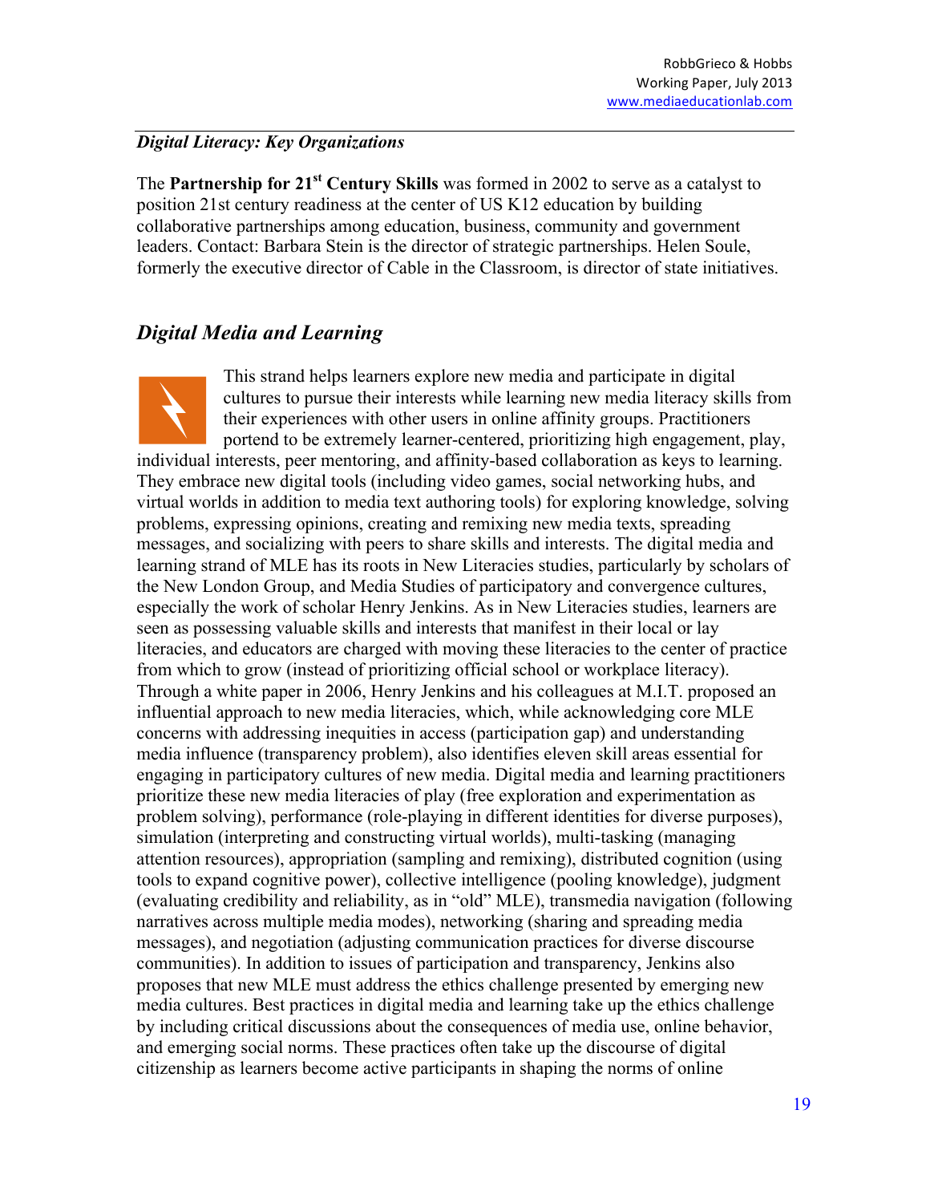***Digital Literacy: Key Organizations***

The **Partnership for 21st Century Skills** was formed in 2002 to serve as a catalyst to position 21st century readiness at the center of US K12 education by building collaborative partnerships among education, business, community and government leaders. Contact: Barbara Stein is the director of strategic partnerships. Helen Soule, formerly the executive director of Cable in the Classroom, is director of state initiatives.

## *Digital Media and Learning*

This strand helps learners explore new media and participate in digital cultures to pursue their interests while learning new media literacy skills from their experiences with other users in online affinity groups. Practitioners portend to be extremely learner-centered, prioritizing high engagement, play, individual interests, peer mentoring, and affinity-based collaboration as keys to learning. They embrace new digital tools (including video games, social networking hubs, and virtual worlds in addition to media text authoring tools) for exploring knowledge, solving problems, expressing opinions, creating and remixing new media texts, spreading messages, and socializing with peers to share skills and interests. The digital media and learning strand of MLE has its roots in New Literacies studies, particularly by scholars of the New London Group, and Media Studies of participatory and convergence cultures, especially the work of scholar Henry Jenkins. As in New Literacies studies, learners are seen as possessing valuable skills and interests that manifest in their local or lay literacies, and educators are charged with moving these literacies to the center of practice from which to grow (instead of prioritizing official school or workplace literacy). Through a white paper in 2006, Henry Jenkins and his colleagues at M.I.T. proposed an influential approach to new media literacies, which, while acknowledging core MLE concerns with addressing inequities in access (participation gap) and understanding media influence (transparency problem), also identifies eleven skill areas essential for engaging in participatory cultures of new media. Digital media and learning practitioners prioritize these new media literacies of play (free exploration and experimentation as problem solving), performance (role-playing in different identities for diverse purposes), simulation (interpreting and constructing virtual worlds), multi-tasking (managing attention resources), appropriation (sampling and remixing), distributed cognition (using tools to expand cognitive power), collective intelligence (pooling knowledge), judgment (evaluating credibility and reliability, as in "old" MLE), transmedia navigation (following narratives across multiple media modes), networking (sharing and spreading media messages), and negotiation (adjusting communication practices for diverse discourse communities). In addition to issues of participation and transparency, Jenkins also proposes that new MLE must address the ethics challenge presented by emerging new media cultures. Best practices in digital media and learning take up the ethics challenge by including critical discussions about the consequences of media use, online behavior, and emerging social norms. These practices often take up the discourse of digital citizenship as learners become active participants in shaping the norms of online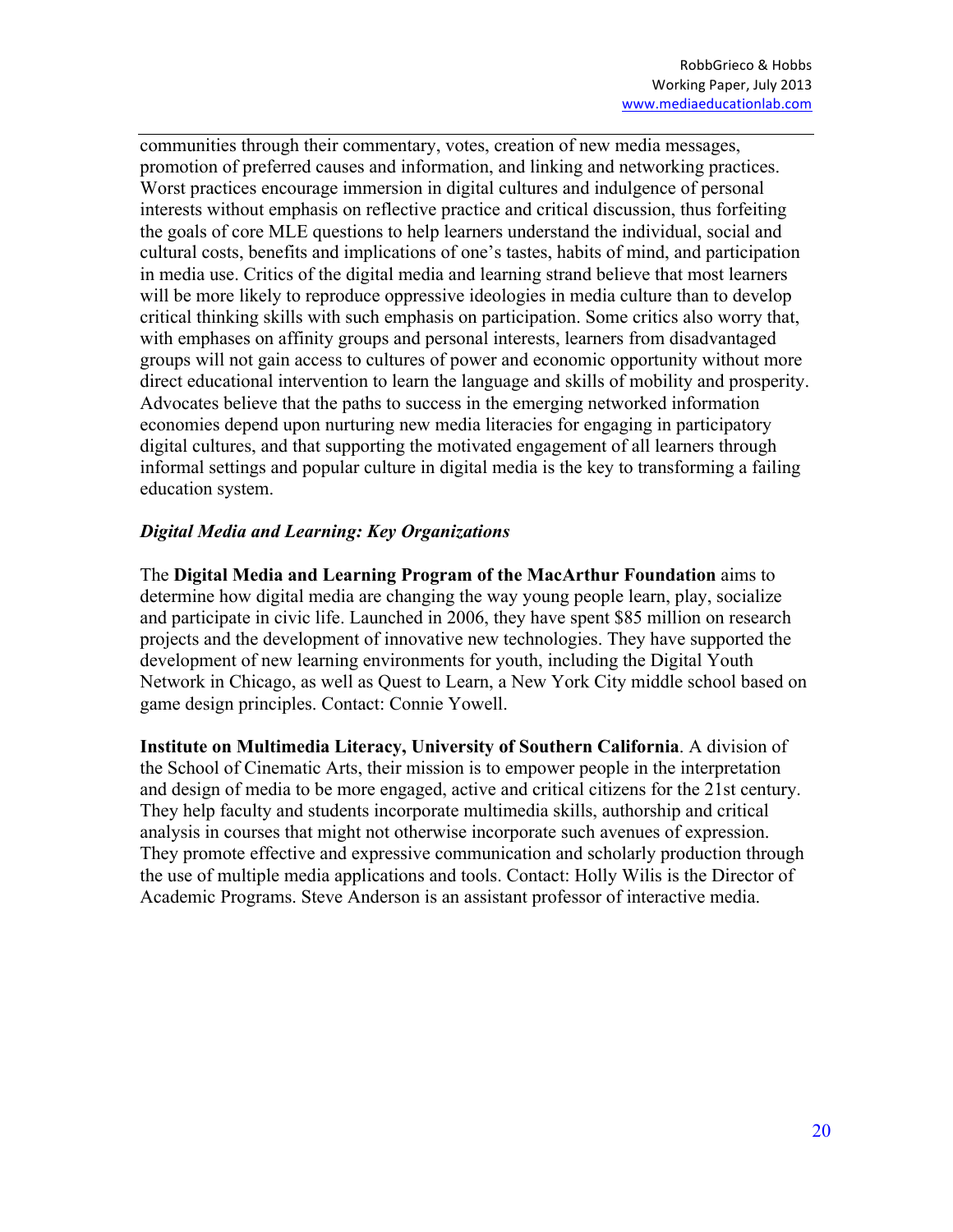communities through their commentary, votes, creation of new media messages, promotion of preferred causes and information, and linking and networking practices. Worst practices encourage immersion in digital cultures and indulgence of personal interests without emphasis on reflective practice and critical discussion, thus forfeiting the goals of core MLE questions to help learners understand the individual, social and cultural costs, benefits and implications of one's tastes, habits of mind, and participation in media use. Critics of the digital media and learning strand believe that most learners will be more likely to reproduce oppressive ideologies in media culture than to develop critical thinking skills with such emphasis on participation. Some critics also worry that, with emphases on affinity groups and personal interests, learners from disadvantaged groups will not gain access to cultures of power and economic opportunity without more direct educational intervention to learn the language and skills of mobility and prosperity. Advocates believe that the paths to success in the emerging networked information economies depend upon nurturing new media literacies for engaging in participatory digital cultures, and that supporting the motivated engagement of all learners through informal settings and popular culture in digital media is the key to transforming a failing education system.

***Digital Media and Learning: Key Organizations***

The **Digital Media and Learning Program of the MacArthur Foundation** aims to determine how digital media are changing the way young people learn, play, socialize and participate in civic life. Launched in 2006, they have spent $85 million on research projects and the development of innovative new technologies. They have supported the development of new learning environments for youth, including the Digital Youth Network in Chicago, as well as Quest to Learn, a New York City middle school based on game design principles. Contact: Connie Yowell.

**Institute on Multimedia Literacy, University of Southern California**. A division of the School of Cinematic Arts, their mission is to empower people in the interpretation and design of media to be more engaged, active and critical citizens for the 21st century. They help faculty and students incorporate multimedia skills, authorship and critical analysis in courses that might not otherwise incorporate such avenues of expression. They promote effective and expressive communication and scholarly production through the use of multiple media applications and tools. Contact: Holly Wilis is the Director of Academic Programs. Steve Anderson is an assistant professor of interactive media.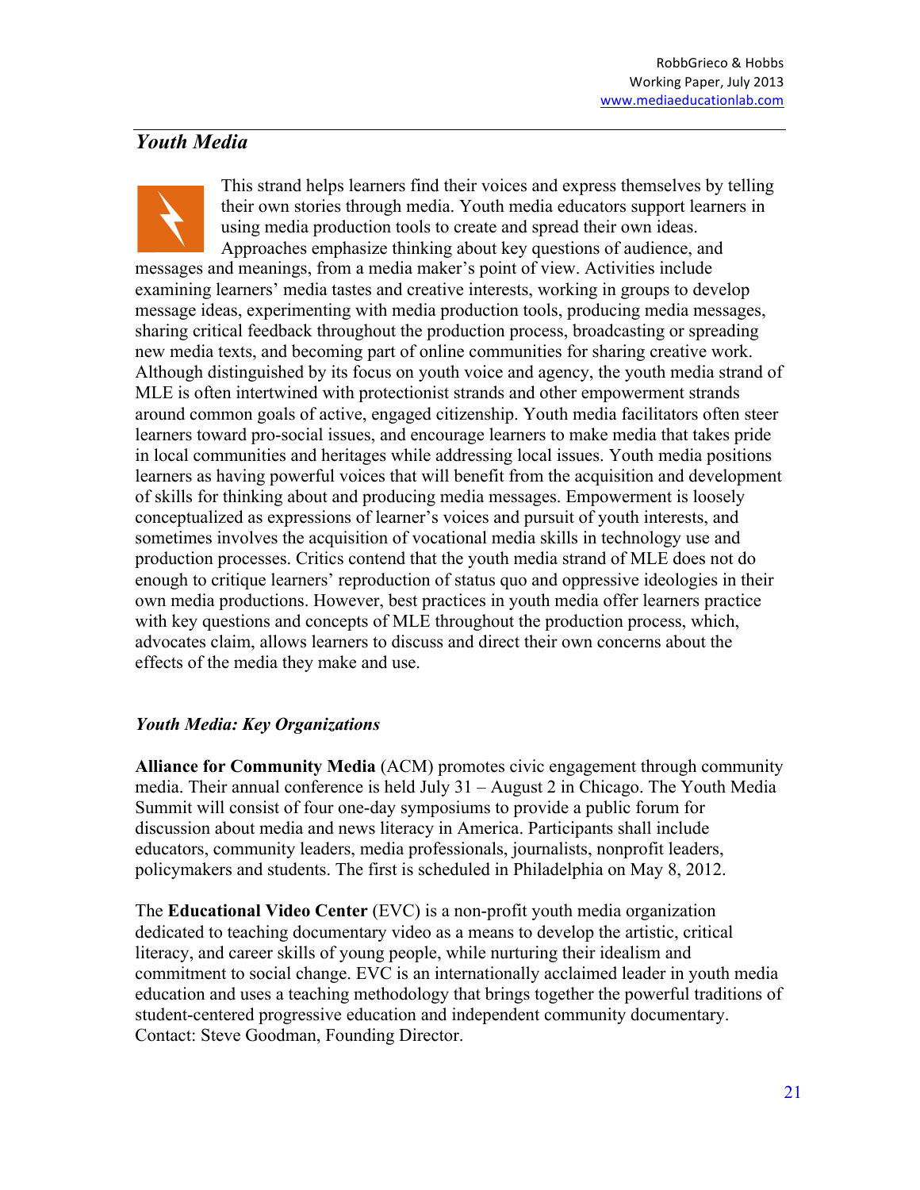## *Youth Media*

This strand helps learners find their voices and express themselves by telling their own stories through media. Youth media educators support learners in using media production tools to create and spread their own ideas. Approaches emphasize thinking about key questions of audience, and messages and meanings, from a media maker's point of view. Activities include examining learners' media tastes and creative interests, working in groups to develop message ideas, experimenting with media production tools, producing media messages, sharing critical feedback throughout the production process, broadcasting or spreading new media texts, and becoming part of online communities for sharing creative work. Although distinguished by its focus on youth voice and agency, the youth media strand of MLE is often intertwined with protectionist strands and other empowerment strands around common goals of active, engaged citizenship. Youth media facilitators often steer learners toward pro-social issues, and encourage learners to make media that takes pride in local communities and heritages while addressing local issues. Youth media positions learners as having powerful voices that will benefit from the acquisition and development of skills for thinking about and producing media messages. Empowerment is loosely conceptualized as expressions of learner's voices and pursuit of youth interests, and sometimes involves the acquisition of vocational media skills in technology use and production processes. Critics contend that the youth media strand of MLE does not do enough to critique learners' reproduction of status quo and oppressive ideologies in their own media productions. However, best practices in youth media offer learners practice with key questions and concepts of MLE throughout the production process, which, advocates claim, allows learners to discuss and direct their own concerns about the effects of the media they make and use.

### *Youth Media: Key Organizations*

**Alliance for Community Media** (ACM) promotes civic engagement through community media. Their annual conference is held July 31 – August 2 in Chicago. The Youth Media Summit will consist of four one-day symposiums to provide a public forum for discussion about media and news literacy in America. Participants shall include educators, community leaders, media professionals, journalists, nonprofit leaders, policymakers and students. The first is scheduled in Philadelphia on May 8, 2012.

The **Educational Video Center** (EVC) is a non-profit youth media organization dedicated to teaching documentary video as a means to develop the artistic, critical literacy, and career skills of young people, while nurturing their idealism and commitment to social change. EVC is an internationally acclaimed leader in youth media education and uses a teaching methodology that brings together the powerful traditions of student-centered progressive education and independent community documentary. Contact: Steve Goodman, Founding Director.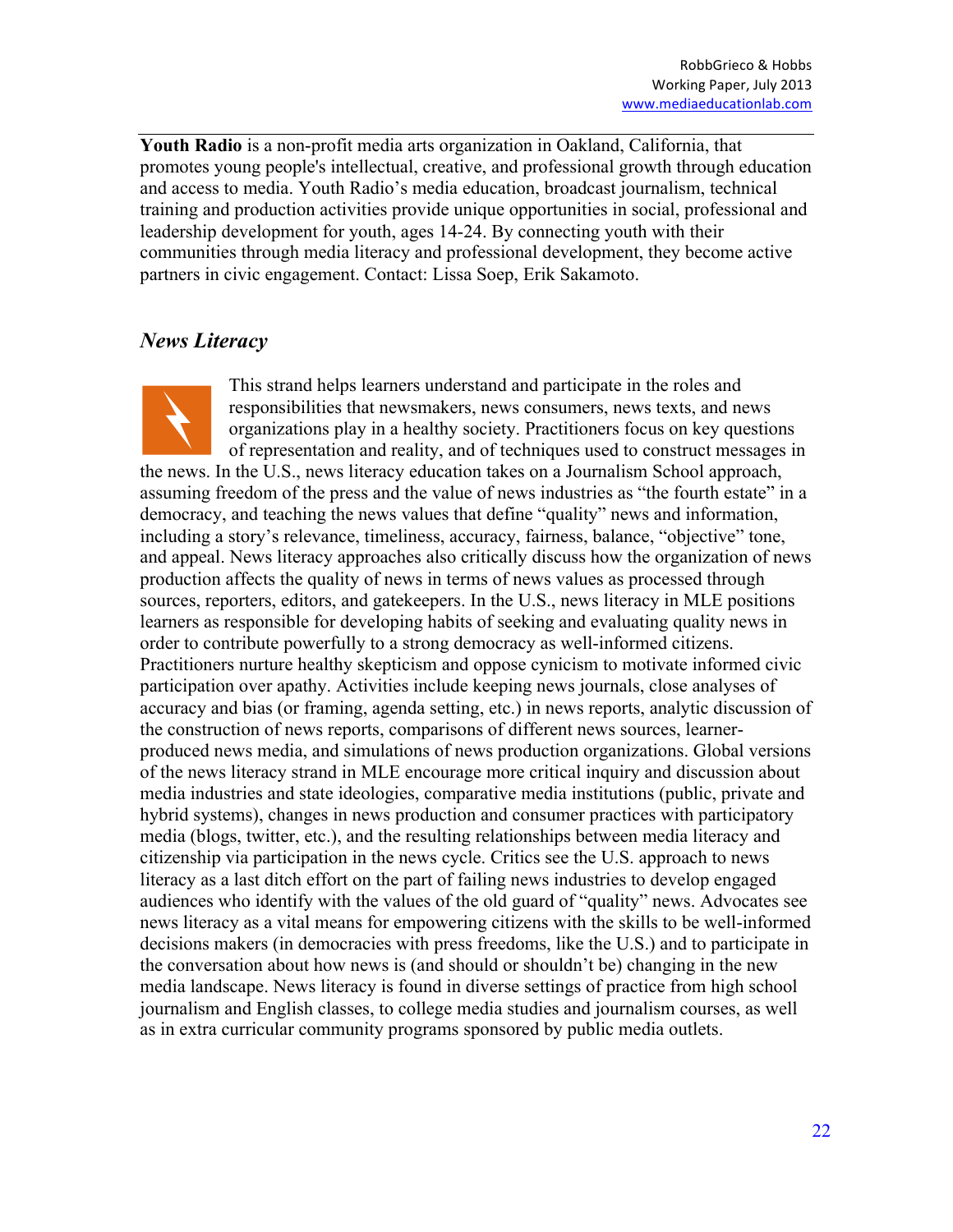**Youth Radio** is a non-profit media arts organization in Oakland, California, that promotes young people's intellectual, creative, and professional growth through education and access to media. Youth Radio's media education, broadcast journalism, technical training and production activities provide unique opportunities in social, professional and leadership development for youth, ages 14-24. By connecting youth with their communities through media literacy and professional development, they become active partners in civic engagement. Contact: Lissa Soep, Erik Sakamoto.

## *News Literacy*

This strand helps learners understand and participate in the roles and responsibilities that newsmakers, news consumers, news texts, and news organizations play in a healthy society. Practitioners focus on key questions of representation and reality, and of techniques used to construct messages in the news. In the U.S., news literacy education takes on a Journalism School approach, assuming freedom of the press and the value of news industries as "the fourth estate" in a democracy, and teaching the news values that define "quality" news and information, including a story's relevance, timeliness, accuracy, fairness, balance, "objective" tone, and appeal. News literacy approaches also critically discuss how the organization of news production affects the quality of news in terms of news values as processed through sources, reporters, editors, and gatekeepers. In the U.S., news literacy in MLE positions learners as responsible for developing habits of seeking and evaluating quality news in order to contribute powerfully to a strong democracy as well-informed citizens. Practitioners nurture healthy skepticism and oppose cynicism to motivate informed civic participation over apathy. Activities include keeping news journals, close analyses of accuracy and bias (or framing, agenda setting, etc.) in news reports, analytic discussion of the construction of news reports, comparisons of different news sources, learner-produced news media, and simulations of news production organizations. Global versions of the news literacy strand in MLE encourage more critical inquiry and discussion about media industries and state ideologies, comparative media institutions (public, private and hybrid systems), changes in news production and consumer practices with participatory media (blogs, twitter, etc.), and the resulting relationships between media literacy and citizenship via participation in the news cycle. Critics see the U.S. approach to news literacy as a last ditch effort on the part of failing news industries to develop engaged audiences who identify with the values of the old guard of "quality" news. Advocates see news literacy as a vital means for empowering citizens with the skills to be well-informed decisions makers (in democracies with press freedoms, like the U.S.) and to participate in the conversation about how news is (and should or shouldn't be) changing in the new media landscape. News literacy is found in diverse settings of practice from high school journalism and English classes, to college media studies and journalism courses, as well as in extra curricular community programs sponsored by public media outlets.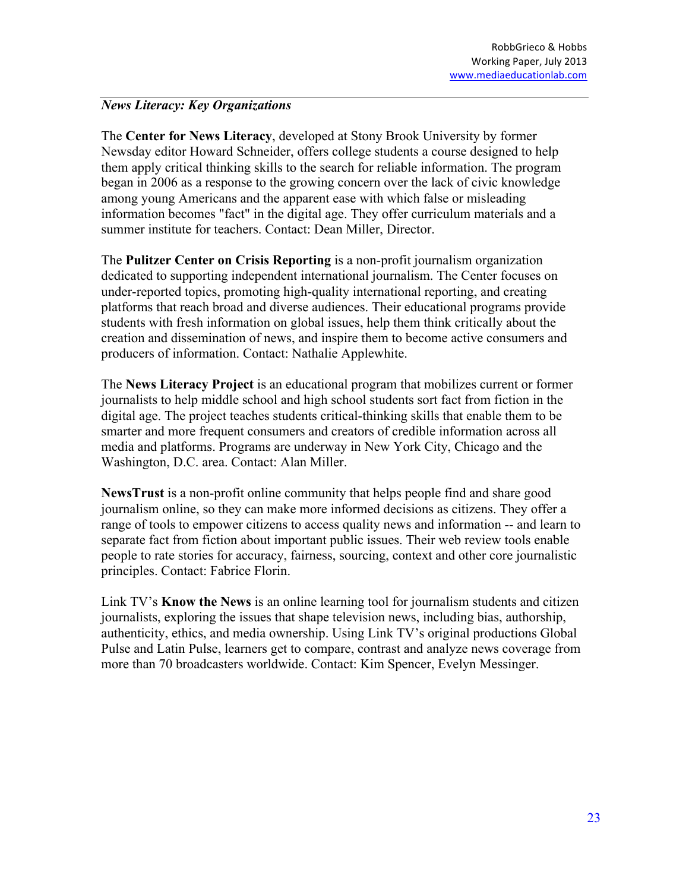***News Literacy: Key Organizations***

The **Center for News Literacy**, developed at Stony Brook University by former Newsday editor Howard Schneider, offers college students a course designed to help them apply critical thinking skills to the search for reliable information. The program began in 2006 as a response to the growing concern over the lack of civic knowledge among young Americans and the apparent ease with which false or misleading information becomes "fact" in the digital age. They offer curriculum materials and a summer institute for teachers. Contact: Dean Miller, Director.

The **Pulitzer Center on Crisis Reporting** is a non-profit journalism organization dedicated to supporting independent international journalism. The Center focuses on under-reported topics, promoting high-quality international reporting, and creating platforms that reach broad and diverse audiences. Their educational programs provide students with fresh information on global issues, help them think critically about the creation and dissemination of news, and inspire them to become active consumers and producers of information. Contact: Nathalie Applewhite.

The **News Literacy Project** is an educational program that mobilizes current or former journalists to help middle school and high school students sort fact from fiction in the digital age. The project teaches students critical-thinking skills that enable them to be smarter and more frequent consumers and creators of credible information across all media and platforms. Programs are underway in New York City, Chicago and the Washington, D.C. area. Contact: Alan Miller.

**NewsTrust** is a non-profit online community that helps people find and share good journalism online, so they can make more informed decisions as citizens. They offer a range of tools to empower citizens to access quality news and information -- and learn to separate fact from fiction about important public issues. Their web review tools enable people to rate stories for accuracy, fairness, sourcing, context and other core journalistic principles. Contact: Fabrice Florin.

Link TV's **Know the News** is an online learning tool for journalism students and citizen journalists, exploring the issues that shape television news, including bias, authorship, authenticity, ethics, and media ownership. Using Link TV's original productions Global Pulse and Latin Pulse, learners get to compare, contrast and analyze news coverage from more than 70 broadcasters worldwide. Contact: Kim Spencer, Evelyn Messinger.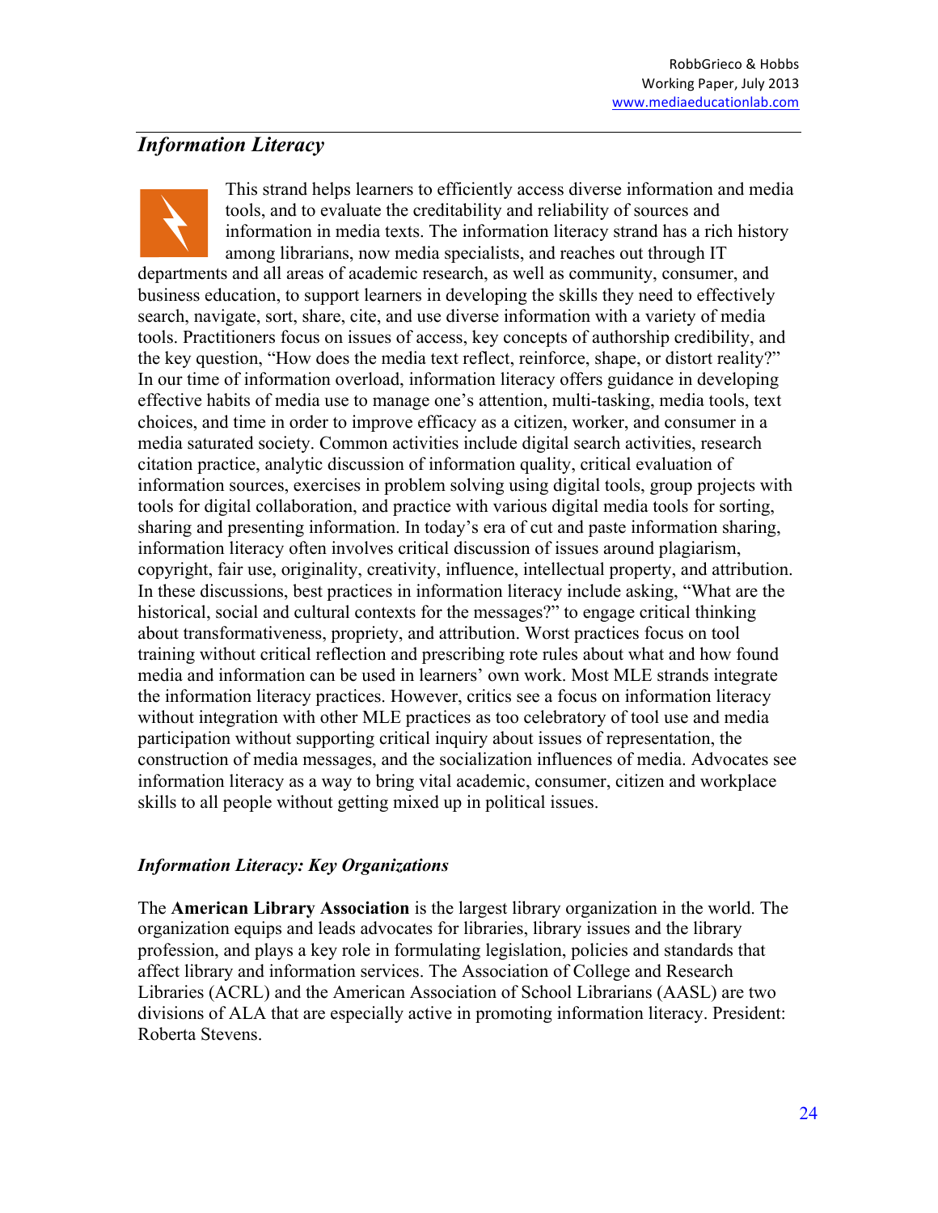## *Information Literacy*

This strand helps learners to efficiently access diverse information and media tools, and to evaluate the creditability and reliability of sources and information in media texts. The information literacy strand has a rich history among librarians, now media specialists, and reaches out through IT departments and all areas of academic research, as well as community, consumer, and business education, to support learners in developing the skills they need to effectively search, navigate, sort, share, cite, and use diverse information with a variety of media tools. Practitioners focus on issues of access, key concepts of authorship credibility, and the key question, "How does the media text reflect, reinforce, shape, or distort reality?" In our time of information overload, information literacy offers guidance in developing effective habits of media use to manage one's attention, multi-tasking, media tools, text choices, and time in order to improve efficacy as a citizen, worker, and consumer in a media saturated society. Common activities include digital search activities, research citation practice, analytic discussion of information quality, critical evaluation of information sources, exercises in problem solving using digital tools, group projects with tools for digital collaboration, and practice with various digital media tools for sorting, sharing and presenting information. In today's era of cut and paste information sharing, information literacy often involves critical discussion of issues around plagiarism, copyright, fair use, originality, creativity, influence, intellectual property, and attribution. In these discussions, best practices in information literacy include asking, "What are the historical, social and cultural contexts for the messages?" to engage critical thinking about transformativeness, propriety, and attribution. Worst practices focus on tool training without critical reflection and prescribing rote rules about what and how found media and information can be used in learners' own work. Most MLE strands integrate the information literacy practices. However, critics see a focus on information literacy without integration with other MLE practices as too celebratory of tool use and media participation without supporting critical inquiry about issues of representation, the construction of media messages, and the socialization influences of media. Advocates see information literacy as a way to bring vital academic, consumer, citizen and workplace skills to all people without getting mixed up in political issues.

### *Information Literacy: Key Organizations*

The **American Library Association** is the largest library organization in the world. The organization equips and leads advocates for libraries, library issues and the library profession, and plays a key role in formulating legislation, policies and standards that affect library and information services. The Association of College and Research Libraries (ACRL) and the American Association of School Librarians (AASL) are two divisions of ALA that are especially active in promoting information literacy. President: Roberta Stevens.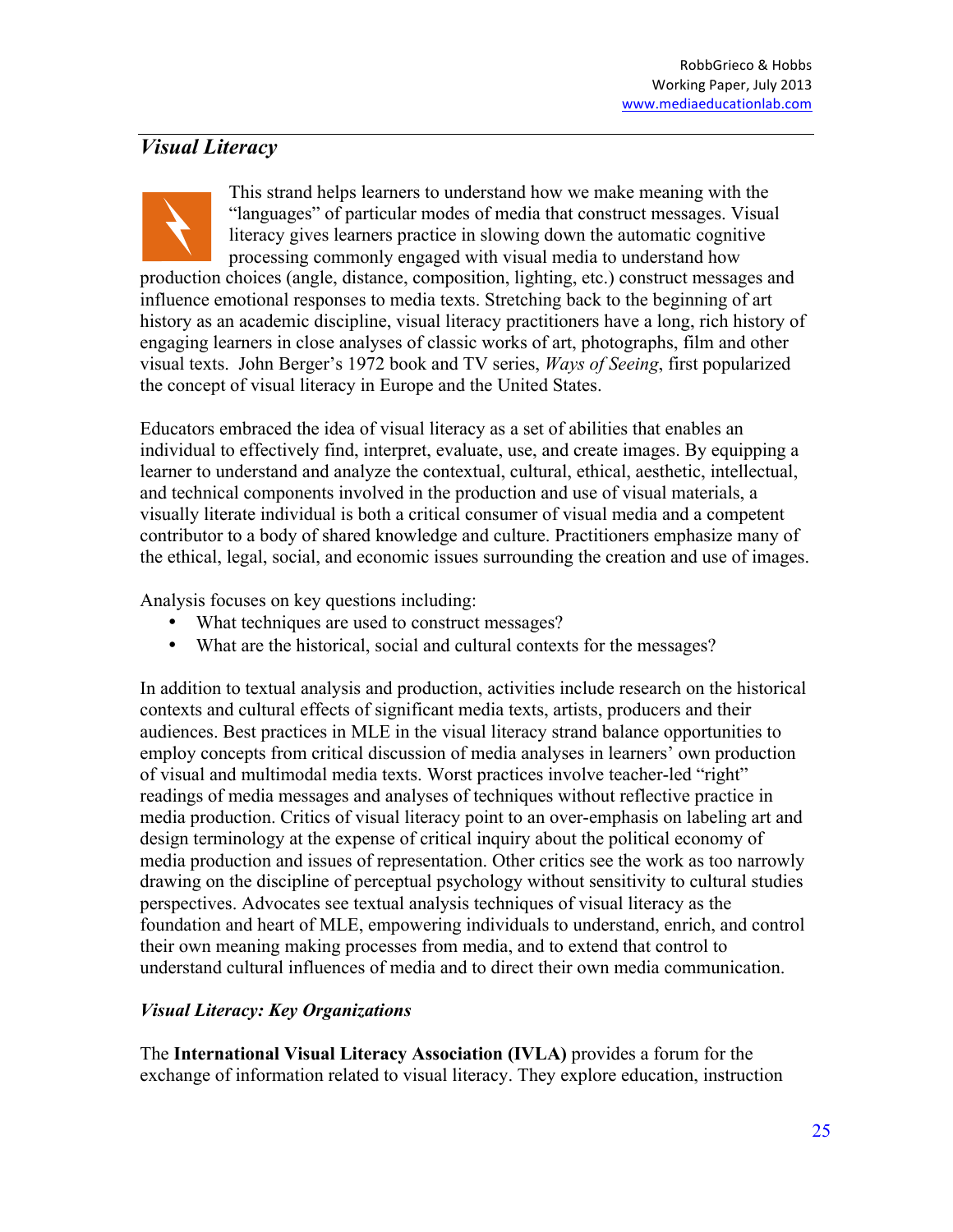## *Visual Literacy*

This strand helps learners to understand how we make meaning with the "languages" of particular modes of media that construct messages. Visual literacy gives learners practice in slowing down the automatic cognitive processing commonly engaged with visual media to understand how production choices (angle, distance, composition, lighting, etc.) construct messages and influence emotional responses to media texts. Stretching back to the beginning of art history as an academic discipline, visual literacy practitioners have a long, rich history of engaging learners in close analyses of classic works of art, photographs, film and other visual texts. John Berger's 1972 book and TV series, *Ways of Seeing*, first popularized the concept of visual literacy in Europe and the United States.

Educators embraced the idea of visual literacy as a set of abilities that enables an individual to effectively find, interpret, evaluate, use, and create images. By equipping a learner to understand and analyze the contextual, cultural, ethical, aesthetic, intellectual, and technical components involved in the production and use of visual materials, a visually literate individual is both a critical consumer of visual media and a competent contributor to a body of shared knowledge and culture. Practitioners emphasize many of the ethical, legal, social, and economic issues surrounding the creation and use of images.

Analysis focuses on key questions including:

- What techniques are used to construct messages?
- What are the historical, social and cultural contexts for the messages?

In addition to textual analysis and production, activities include research on the historical contexts and cultural effects of significant media texts, artists, producers and their audiences. Best practices in MLE in the visual literacy strand balance opportunities to employ concepts from critical discussion of media analyses in learners' own production of visual and multimodal media texts. Worst practices involve teacher-led "right" readings of media messages and analyses of techniques without reflective practice in media production. Critics of visual literacy point to an over-emphasis on labeling art and design terminology at the expense of critical inquiry about the political economy of media production and issues of representation. Other critics see the work as too narrowly drawing on the discipline of perceptual psychology without sensitivity to cultural studies perspectives. Advocates see textual analysis techniques of visual literacy as the foundation and heart of MLE, empowering individuals to understand, enrich, and control their own meaning making processes from media, and to extend that control to understand cultural influences of media and to direct their own media communication.

### *Visual Literacy: Key Organizations*

The **International Visual Literacy Association (IVLA)** provides a forum for the exchange of information related to visual literacy. They explore education, instruction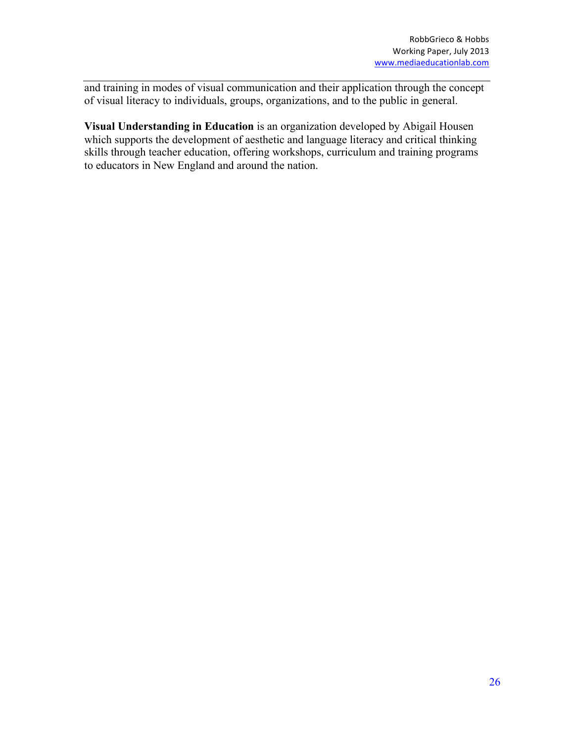and training in modes of visual communication and their application through the concept of visual literacy to individuals, groups, organizations, and to the public in general.

**Visual Understanding in Education** is an organization developed by Abigail Housen which supports the development of aesthetic and language literacy and critical thinking skills through teacher education, offering workshops, curriculum and training programs to educators in New England and around the nation.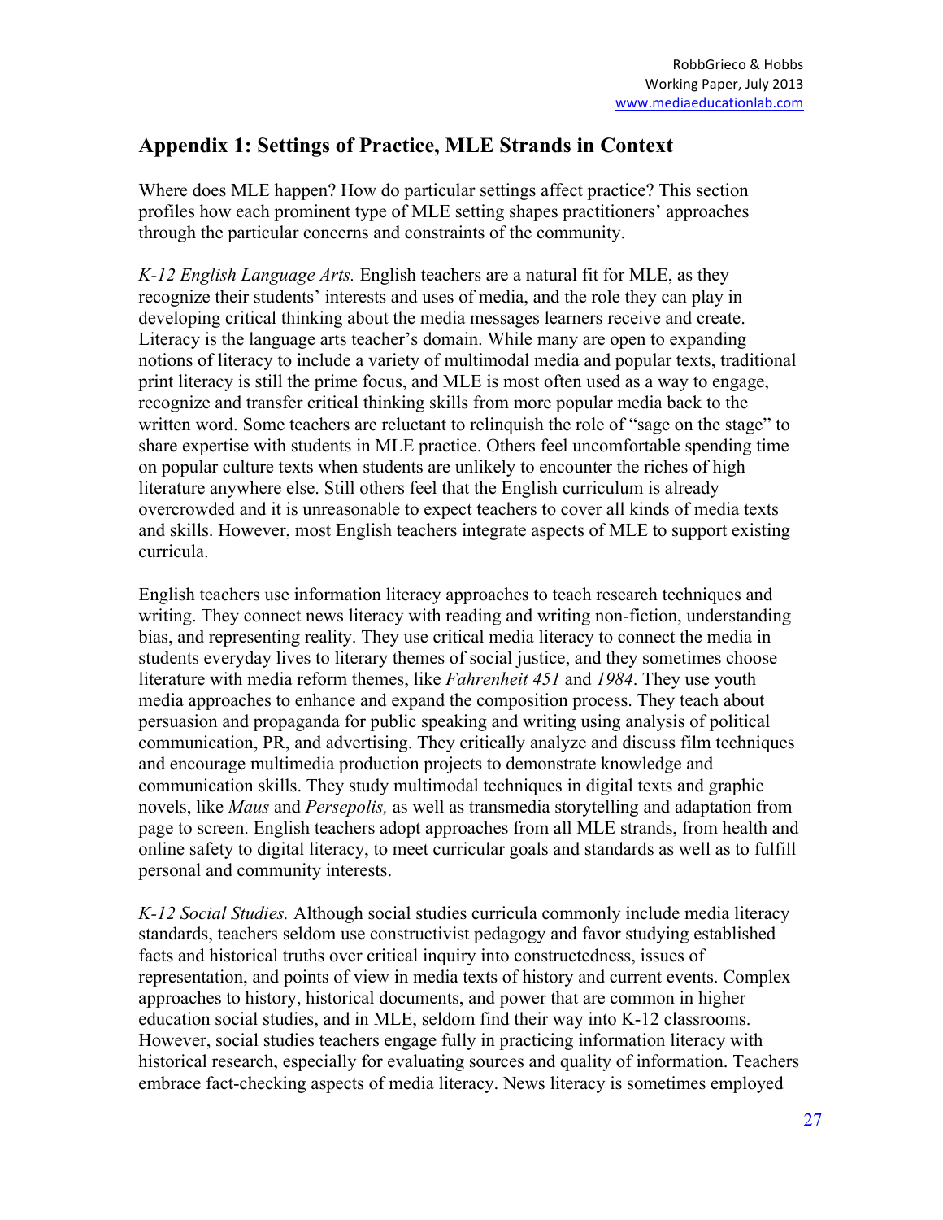## Appendix 1: Settings of Practice, MLE Strands in Context

Where does MLE happen? How do particular settings affect practice? This section profiles how each prominent type of MLE setting shapes practitioners' approaches through the particular concerns and constraints of the community.

*K-12 English Language Arts.* English teachers are a natural fit for MLE, as they recognize their students' interests and uses of media, and the role they can play in developing critical thinking about the media messages learners receive and create. Literacy is the language arts teacher's domain. While many are open to expanding notions of literacy to include a variety of multimodal media and popular texts, traditional print literacy is still the prime focus, and MLE is most often used as a way to engage, recognize and transfer critical thinking skills from more popular media back to the written word. Some teachers are reluctant to relinquish the role of "sage on the stage" to share expertise with students in MLE practice. Others feel uncomfortable spending time on popular culture texts when students are unlikely to encounter the riches of high literature anywhere else. Still others feel that the English curriculum is already overcrowded and it is unreasonable to expect teachers to cover all kinds of media texts and skills. However, most English teachers integrate aspects of MLE to support existing curricula.

English teachers use information literacy approaches to teach research techniques and writing. They connect news literacy with reading and writing non-fiction, understanding bias, and representing reality. They use critical media literacy to connect the media in students everyday lives to literary themes of social justice, and they sometimes choose literature with media reform themes, like *Fahrenheit 451* and *1984*. They use youth media approaches to enhance and expand the composition process. They teach about persuasion and propaganda for public speaking and writing using analysis of political communication, PR, and advertising. They critically analyze and discuss film techniques and encourage multimedia production projects to demonstrate knowledge and communication skills. They study multimodal techniques in digital texts and graphic novels, like *Maus* and *Persepolis,* as well as transmedia storytelling and adaptation from page to screen. English teachers adopt approaches from all MLE strands, from health and online safety to digital literacy, to meet curricular goals and standards as well as to fulfill personal and community interests.

*K-12 Social Studies.* Although social studies curricula commonly include media literacy standards, teachers seldom use constructivist pedagogy and favor studying established facts and historical truths over critical inquiry into constructedness, issues of representation, and points of view in media texts of history and current events. Complex approaches to history, historical documents, and power that are common in higher education social studies, and in MLE, seldom find their way into K-12 classrooms. However, social studies teachers engage fully in practicing information literacy with historical research, especially for evaluating sources and quality of information. Teachers embrace fact-checking aspects of media literacy. News literacy is sometimes employed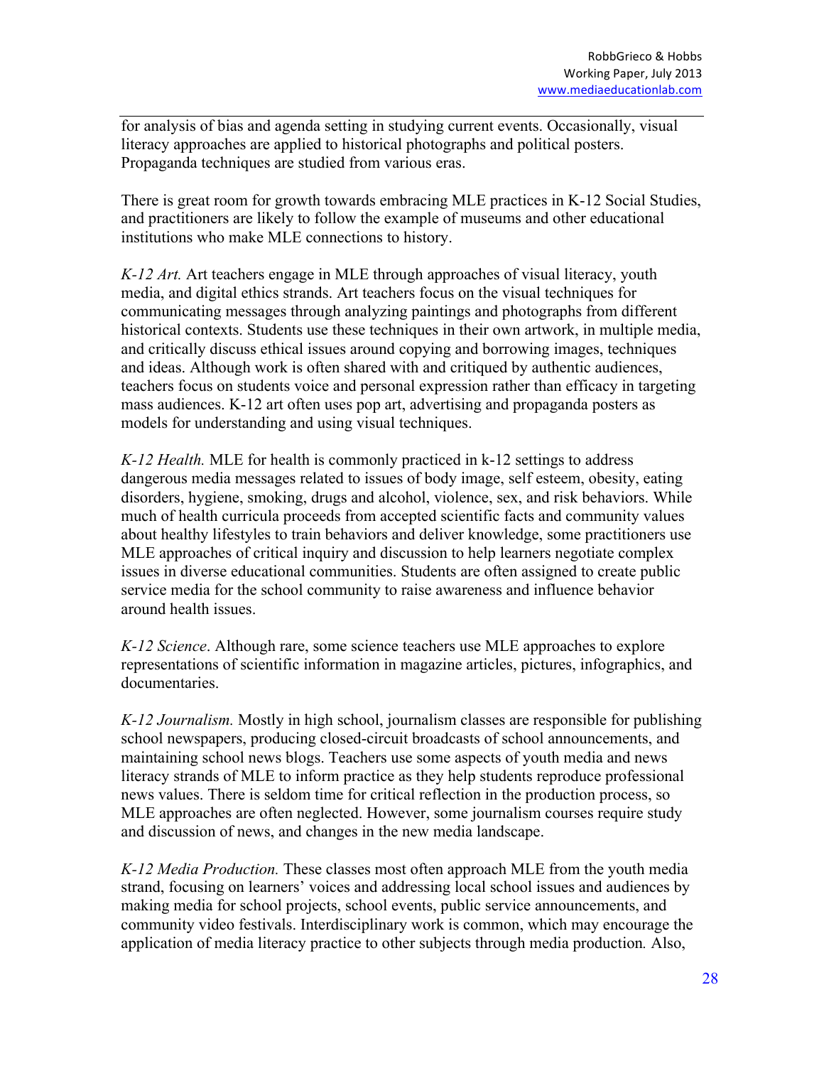for analysis of bias and agenda setting in studying current events. Occasionally, visual literacy approaches are applied to historical photographs and political posters. Propaganda techniques are studied from various eras.

There is great room for growth towards embracing MLE practices in K-12 Social Studies, and practitioners are likely to follow the example of museums and other educational institutions who make MLE connections to history.

*K-12 Art.* Art teachers engage in MLE through approaches of visual literacy, youth media, and digital ethics strands. Art teachers focus on the visual techniques for communicating messages through analyzing paintings and photographs from different historical contexts. Students use these techniques in their own artwork, in multiple media, and critically discuss ethical issues around copying and borrowing images, techniques and ideas. Although work is often shared with and critiqued by authentic audiences, teachers focus on students voice and personal expression rather than efficacy in targeting mass audiences. K-12 art often uses pop art, advertising and propaganda posters as models for understanding and using visual techniques.

*K-12 Health.* MLE for health is commonly practiced in k-12 settings to address dangerous media messages related to issues of body image, self esteem, obesity, eating disorders, hygiene, smoking, drugs and alcohol, violence, sex, and risk behaviors. While much of health curricula proceeds from accepted scientific facts and community values about healthy lifestyles to train behaviors and deliver knowledge, some practitioners use MLE approaches of critical inquiry and discussion to help learners negotiate complex issues in diverse educational communities. Students are often assigned to create public service media for the school community to raise awareness and influence behavior around health issues.

*K-12 Science*. Although rare, some science teachers use MLE approaches to explore representations of scientific information in magazine articles, pictures, infographics, and documentaries.

*K-12 Journalism.* Mostly in high school, journalism classes are responsible for publishing school newspapers, producing closed-circuit broadcasts of school announcements, and maintaining school news blogs. Teachers use some aspects of youth media and news literacy strands of MLE to inform practice as they help students reproduce professional news values. There is seldom time for critical reflection in the production process, so MLE approaches are often neglected. However, some journalism courses require study and discussion of news, and changes in the new media landscape.

*K-12 Media Production.* These classes most often approach MLE from the youth media strand, focusing on learners' voices and addressing local school issues and audiences by making media for school projects, school events, public service announcements, and community video festivals. Interdisciplinary work is common, which may encourage the application of media literacy practice to other subjects through media production. Also,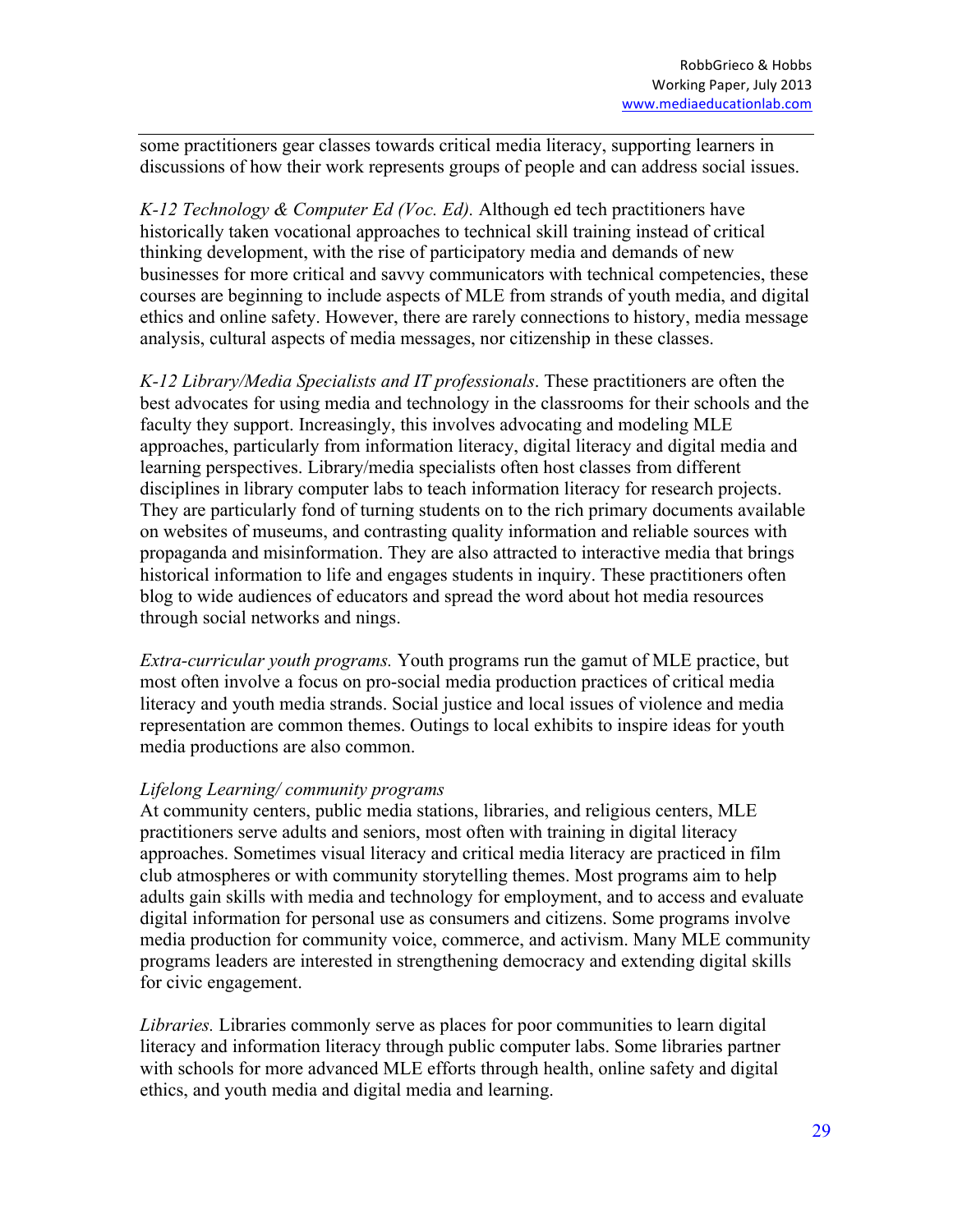some practitioners gear classes towards critical media literacy, supporting learners in discussions of how their work represents groups of people and can address social issues.

*K-12 Technology & Computer Ed (Voc. Ed).* Although ed tech practitioners have historically taken vocational approaches to technical skill training instead of critical thinking development, with the rise of participatory media and demands of new businesses for more critical and savvy communicators with technical competencies, these courses are beginning to include aspects of MLE from strands of youth media, and digital ethics and online safety. However, there are rarely connections to history, media message analysis, cultural aspects of media messages, nor citizenship in these classes.

*K-12 Library/Media Specialists and IT professionals*. These practitioners are often the best advocates for using media and technology in the classrooms for their schools and the faculty they support. Increasingly, this involves advocating and modeling MLE approaches, particularly from information literacy, digital literacy and digital media and learning perspectives. Library/media specialists often host classes from different disciplines in library computer labs to teach information literacy for research projects. They are particularly fond of turning students on to the rich primary documents available on websites of museums, and contrasting quality information and reliable sources with propaganda and misinformation. They are also attracted to interactive media that brings historical information to life and engages students in inquiry. These practitioners often blog to wide audiences of educators and spread the word about hot media resources through social networks and nings.

*Extra-curricular youth programs.* Youth programs run the gamut of MLE practice, but most often involve a focus on pro-social media production practices of critical media literacy and youth media strands. Social justice and local issues of violence and media representation are common themes. Outings to local exhibits to inspire ideas for youth media productions are also common.

*Lifelong Learning/ community programs*

At community centers, public media stations, libraries, and religious centers, MLE practitioners serve adults and seniors, most often with training in digital literacy approaches. Sometimes visual literacy and critical media literacy are practiced in film club atmospheres or with community storytelling themes. Most programs aim to help adults gain skills with media and technology for employment, and to access and evaluate digital information for personal use as consumers and citizens. Some programs involve media production for community voice, commerce, and activism. Many MLE community programs leaders are interested in strengthening democracy and extending digital skills for civic engagement.

*Libraries.* Libraries commonly serve as places for poor communities to learn digital literacy and information literacy through public computer labs. Some libraries partner with schools for more advanced MLE efforts through health, online safety and digital ethics, and youth media and digital media and learning.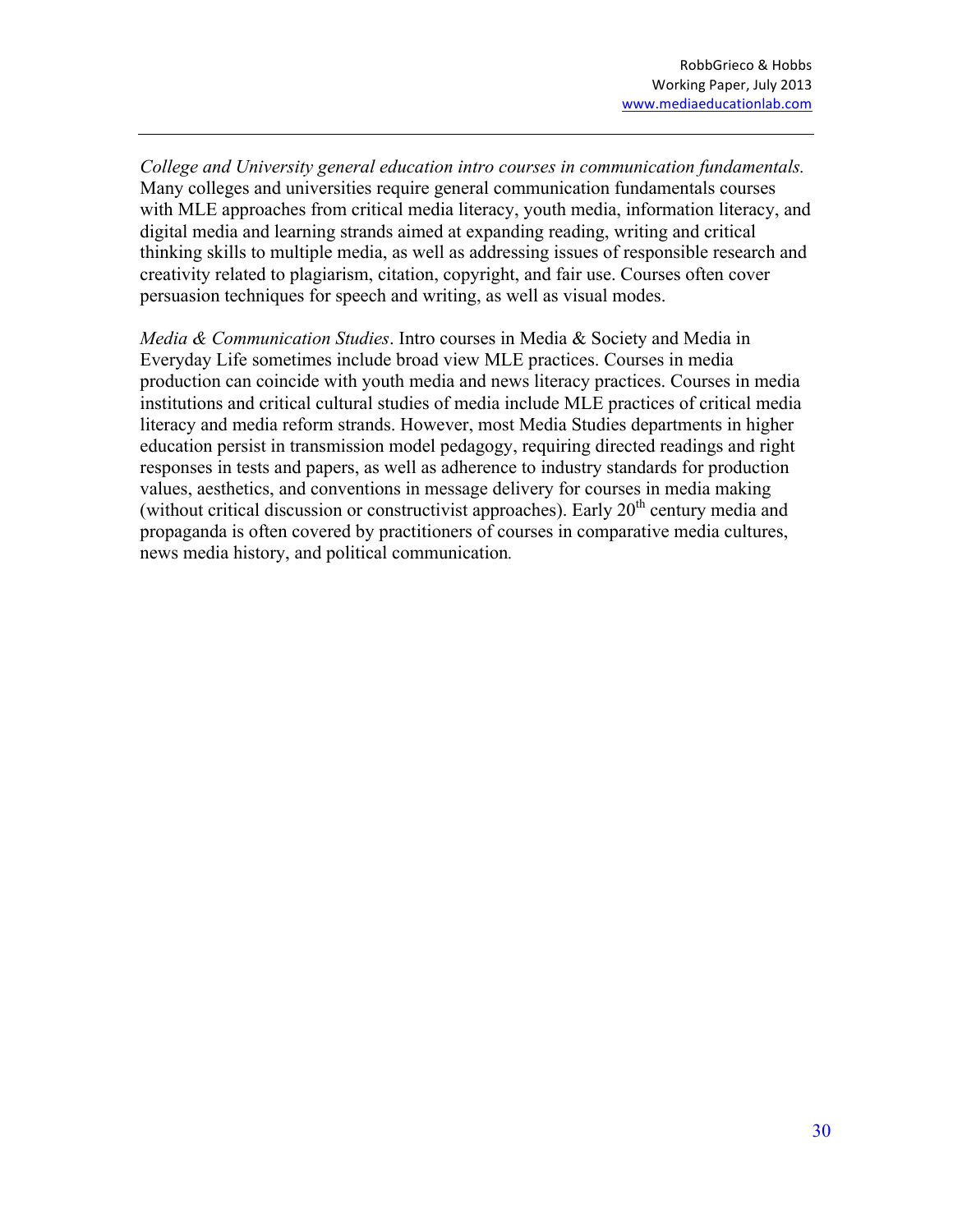*College and University general education intro courses in communication fundamentals.* Many colleges and universities require general communication fundamentals courses with MLE approaches from critical media literacy, youth media, information literacy, and digital media and learning strands aimed at expanding reading, writing and critical thinking skills to multiple media, as well as addressing issues of responsible research and creativity related to plagiarism, citation, copyright, and fair use. Courses often cover persuasion techniques for speech and writing, as well as visual modes.

*Media & Communication Studies*. Intro courses in Media & Society and Media in Everyday Life sometimes include broad view MLE practices. Courses in media production can coincide with youth media and news literacy practices. Courses in media institutions and critical cultural studies of media include MLE practices of critical media literacy and media reform strands. However, most Media Studies departments in higher education persist in transmission model pedagogy, requiring directed readings and right responses in tests and papers, as well as adherence to industry standards for production values, aesthetics, and conventions in message delivery for courses in media making (without critical discussion or constructivist approaches). Early 20th century media and propaganda is often covered by practitioners of courses in comparative media cultures, news media history, and political communication.